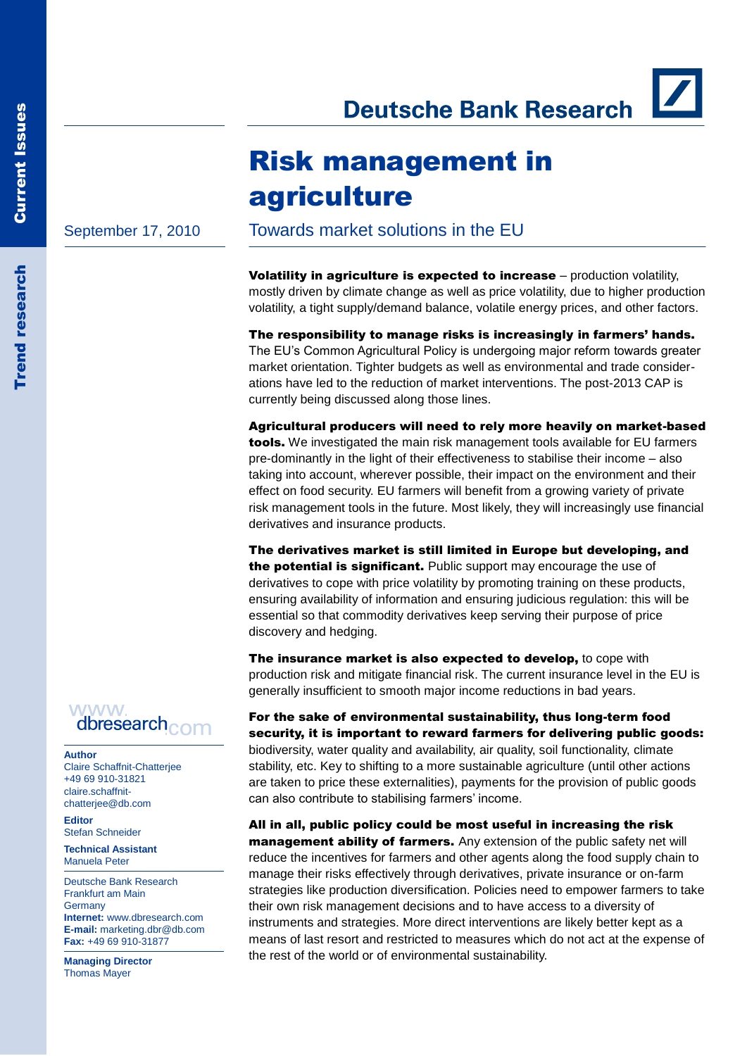Deutsche Bank Research

Current Issues

Trend research

# Risk management in agriculture

## Towards market solutions in the EU

September 17, 2010

**Volatility in agriculture is expected to increase** – production volatility, mostly driven by climate change as well as price volatility, due to higher production volatility, a tight supply/demand balance, volatile energy prices, and other factors.

**The responsibility to manage risks is increasingly in farmers' hands.** The EU's Common Agricultural Policy is undergoing major reform towards greater market orientation. Tighter budgets as well as environmental and trade considerations have led to the reduction of market interventions. The post-2013 CAP is currently being discussed along those lines.

**Agricultural producers will need to rely more heavily on market-based tools.** We investigated the main risk management tools available for EU farmers pre-dominantly in the light of their effectiveness to stabilise their income – also taking into account, wherever possible, their impact on the environment and their effect on food security. EU farmers will benefit from a growing variety of private risk management tools in the future. Most likely, they will increasingly use financial derivatives and insurance products.

**The derivatives market is still limited in Europe but developing, and the potential is significant.** Public support may encourage the use of derivatives to cope with price volatility by promoting training on these products, ensuring availability of information and ensuring judicious regulation: this will be essential so that commodity derivatives keep serving their purpose of price discovery and hedging.

**The insurance market is also expected to develop,** to cope with production risk and mitigate financial risk. The current insurance level in the EU is generally insufficient to smooth major income reductions in bad years.

**For the sake of environmental sustainability, thus long-term food security, it is important to reward farmers for delivering public goods:** biodiversity, water quality and availability, air quality, soil functionality, climate stability, etc. Key to shifting to a more sustainable agriculture (until other actions are taken to price these externalities), payments for the provision of public goods can also contribute to stabilising farmers' income.

**All in all, public policy could be most useful in increasing the risk management ability of farmers.** Any extension of the public safety net will reduce the incentives for farmers and other agents along the food supply chain to manage their risks effectively through derivatives, private insurance or on-farm strategies like production diversification. Policies need to empower farmers to take their own risk management decisions and to have access to a diversity of instruments and strategies. More direct interventions are likely better kept as a means of last resort and restricted to measures which do not act at the expense of the rest of the world or of environmental sustainability.

www.dbresearch.com

**Author**
Claire Schaffnit-Chatterjee
+49 69 910-31821
claire.schaffnit-chatterjee@db.com

**Editor**
Stefan Schneider

**Technical Assistant**
Manuela Peter

Deutsche Bank Research
Frankfurt am Main
Germany
**Internet:** www.dbresearch.com
**E-mail:** marketing.dbr@db.com
**Fax:** +49 69 910-31877

**Managing Director**
Thomas Mayer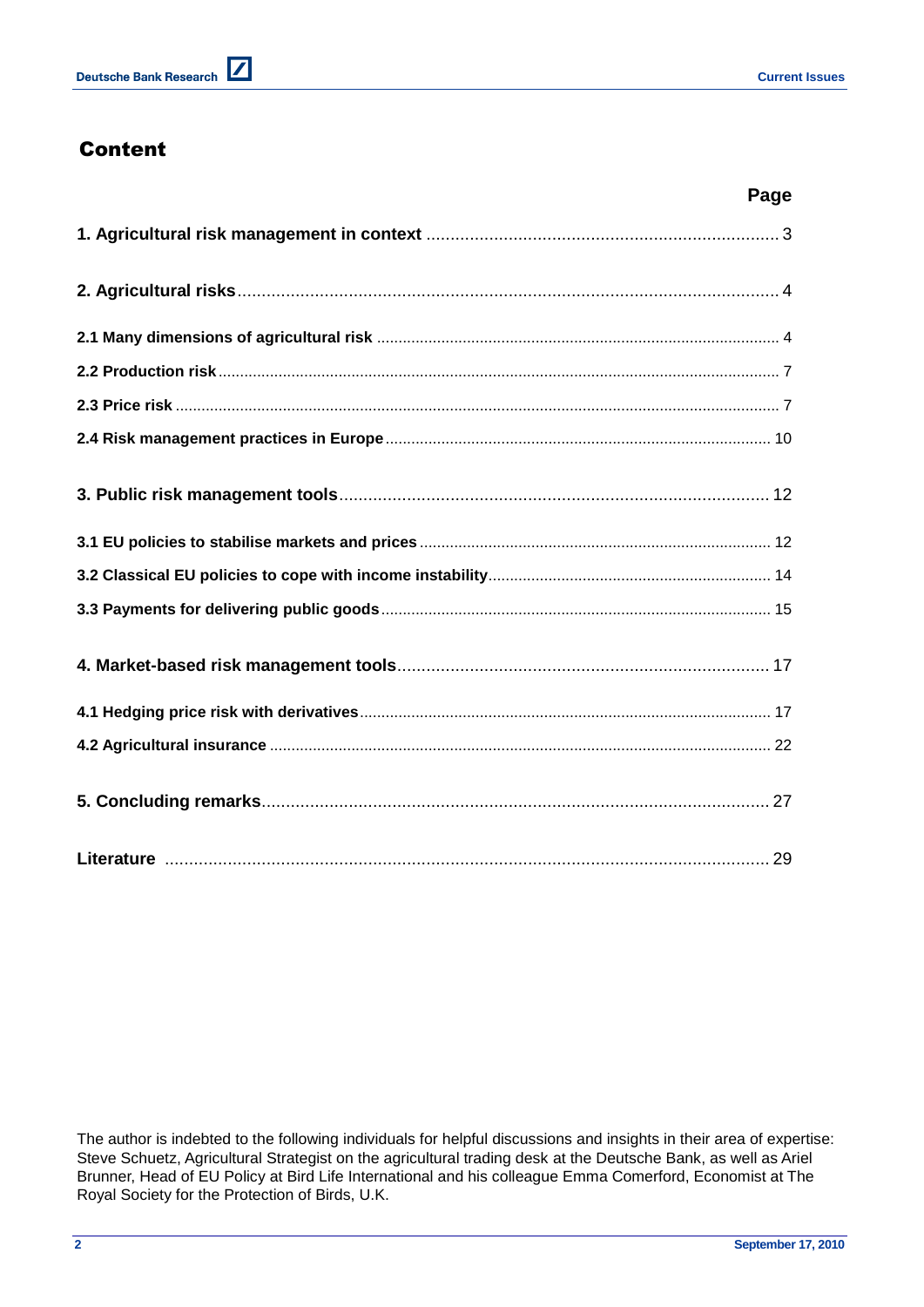# Content

| | Page |
|---|---|
| **1. Agricultural risk management in context** | 3 |
| **2. Agricultural risks** | 4 |
| **2.1 Many dimensions of agricultural risk** | 4 |
| **2.2 Production risk** | 7 |
| **2.3 Price risk** | 7 |
| **2.4 Risk management practices in Europe** | 10 |
| **3. Public risk management tools** | 12 |
| **3.1 EU policies to stabilise markets and prices** | 12 |
| **3.2 Classical EU policies to cope with income instability** | 14 |
| **3.3 Payments for delivering public goods** | 15 |
| **4. Market-based risk management tools** | 17 |
| **4.1 Hedging price risk with derivatives** | 17 |
| **4.2 Agricultural insurance** | 22 |
| **5. Concluding remarks** | 27 |
| **Literature** | 29 |

The author is indebted to the following individuals for helpful discussions and insights in their area of expertise: Steve Schuetz, Agricultural Strategist on the agricultural trading desk at the Deutsche Bank, as well as Ariel Brunner, Head of EU Policy at Bird Life International and his colleague Emma Comerford, Economist at The Royal Society for the Protection of Birds, U.K.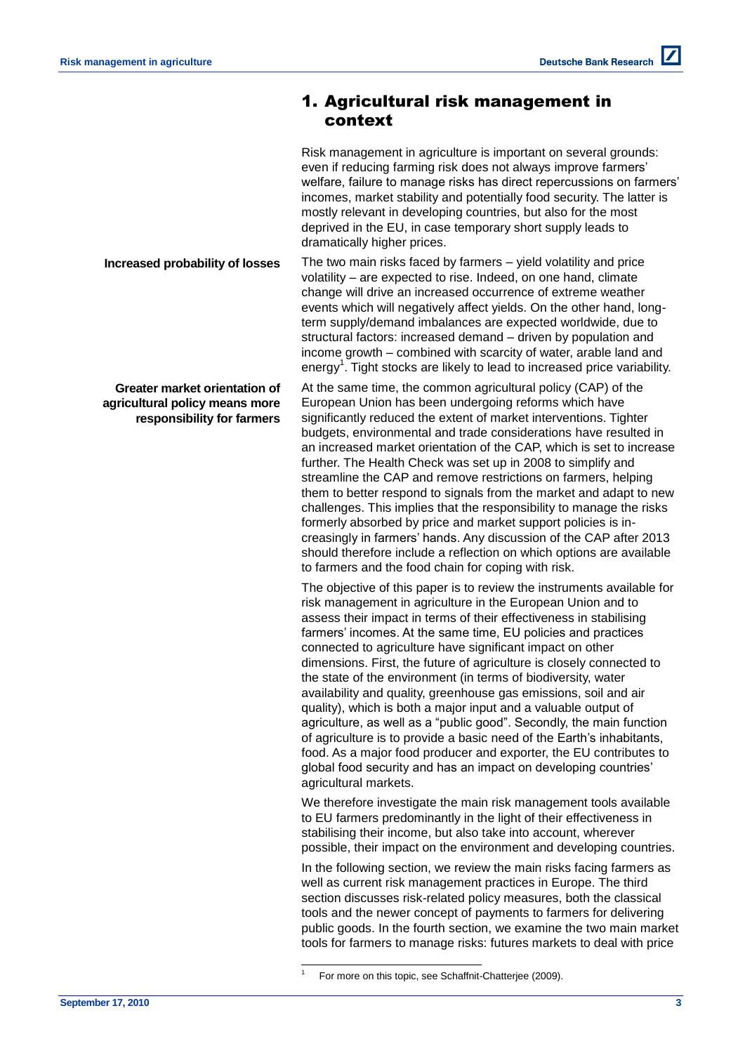## 1. Agricultural risk management in context

Risk management in agriculture is important on several grounds: even if reducing farming risk does not always improve farmers' welfare, failure to manage risks has direct repercussions on farmers' incomes, market stability and potentially food security. The latter is mostly relevant in developing countries, but also for the most deprived in the EU, in case temporary short supply leads to dramatically higher prices.

**Increased probability of losses**

The two main risks faced by farmers – yield volatility and price volatility – are expected to rise. Indeed, on one hand, climate change will drive an increased occurrence of extreme weather events which will negatively affect yields. On the other hand, long-term supply/demand imbalances are expected worldwide, due to structural factors: increased demand – driven by population and income growth – combined with scarcity of water, arable land and energy[1]. Tight stocks are likely to lead to increased price variability.

**Greater market orientation of agricultural policy means more responsibility for farmers**

At the same time, the common agricultural policy (CAP) of the European Union has been undergoing reforms which have significantly reduced the extent of market interventions. Tighter budgets, environmental and trade considerations have resulted in an increased market orientation of the CAP, which is set to increase further. The Health Check was set up in 2008 to simplify and streamline the CAP and remove restrictions on farmers, helping them to better respond to signals from the market and adapt to new challenges. This implies that the responsibility to manage the risks formerly absorbed by price and market support policies is increasingly in farmers' hands. Any discussion of the CAP after 2013 should therefore include a reflection on which options are available to farmers and the food chain for coping with risk.

The objective of this paper is to review the instruments available for risk management in agriculture in the European Union and to assess their impact in terms of their effectiveness in stabilising farmers' incomes. At the same time, EU policies and practices connected to agriculture have significant impact on other dimensions. First, the future of agriculture is closely connected to the state of the environment (in terms of biodiversity, water availability and quality, greenhouse gas emissions, soil and air quality), which is both a major input and a valuable output of agriculture, as well as a "public good". Secondly, the main function of agriculture is to provide a basic need of the Earth's inhabitants, food. As a major food producer and exporter, the EU contributes to global food security and has an impact on developing countries' agricultural markets.

We therefore investigate the main risk management tools available to EU farmers predominantly in the light of their effectiveness in stabilising their income, but also take into account, wherever possible, their impact on the environment and developing countries.

In the following section, we review the main risks facing farmers as well as current risk management practices in Europe. The third section discusses risk-related policy measures, both the classical tools and the newer concept of payments to farmers for delivering public goods. In the fourth section, we examine the two main market tools for farmers to manage risks: futures markets to deal with price

[1] For more on this topic, see Schaffnit-Chatterjee (2009).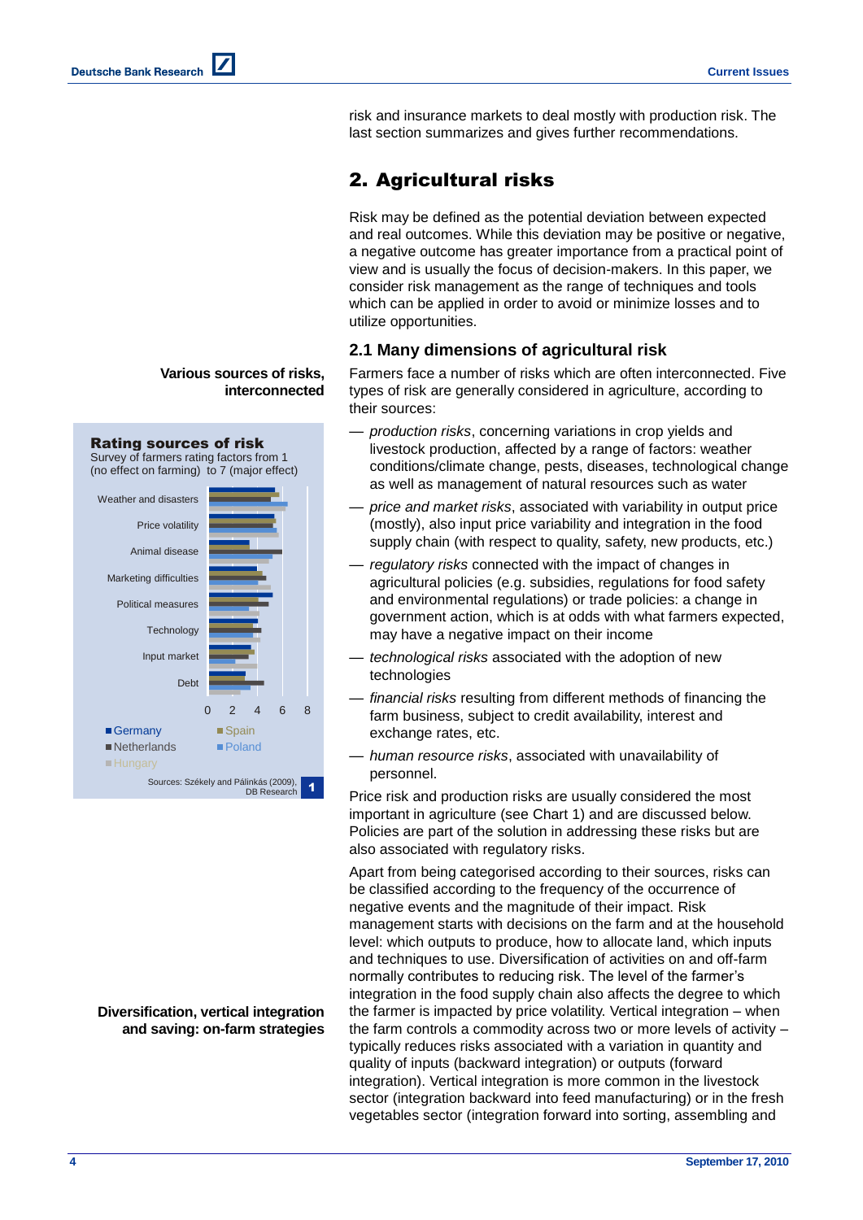risk and insurance markets to deal mostly with production risk. The last section summarizes and gives further recommendations.

## 2. Agricultural risks

Risk may be defined as the potential deviation between expected and real outcomes. While this deviation may be positive or negative, a negative outcome has greater importance from a practical point of view and is usually the focus of decision-makers. In this paper, we consider risk management as the range of techniques and tools which can be applied in order to avoid or minimize losses and to utilize opportunities.

### 2.1 Many dimensions of agricultural risk

**Various sources of risks, interconnected**

Farmers face a number of risks which are often interconnected. Five types of risk are generally considered in agriculture, according to their sources:

**Rating sources of risk**
Survey of farmers rating factors from 1 (no effect on farming) to 7 (major effect)

Weather and disasters, Price volatility, Animal disease, Marketing difficulties, Political measures, Technology, Input market, Debt

0 2 4 6 8

Germany, Spain, Netherlands, Poland, Hungary

Sources: Székely and Pálinkás (2009), DB Research — 1

— *production risks*, concerning variations in crop yields and livestock production, affected by a range of factors: weather conditions/climate change, pests, diseases, technological change as well as management of natural resources such as water

— *price and market risks*, associated with variability in output price (mostly), also input price variability and integration in the food supply chain (with respect to quality, safety, new products, etc.)

— *regulatory risks* connected with the impact of changes in agricultural policies (e.g. subsidies, regulations for food safety and environmental regulations) or trade policies: a change in government action, which is at odds with what farmers expected, may have a negative impact on their income

— *technological risks* associated with the adoption of new technologies

— *financial risks* resulting from different methods of financing the farm business, subject to credit availability, interest and exchange rates, etc.

— *human resource risks*, associated with unavailability of personnel.

Price risk and production risks are usually considered the most important in agriculture (see Chart 1) and are discussed below. Policies are part of the solution in addressing these risks but are also associated with regulatory risks.

**Diversification, vertical integration and saving: on-farm strategies**

Apart from being categorised according to their sources, risks can be classified according to the frequency of the occurrence of negative events and the magnitude of their impact. Risk management starts with decisions on the farm and at the household level: which outputs to produce, how to allocate land, which inputs and techniques to use. Diversification of activities on and off-farm normally contributes to reducing risk. The level of the farmer's integration in the food supply chain also affects the degree to which the farmer is impacted by price volatility. Vertical integration – when the farm controls a commodity across two or more levels of activity – typically reduces risks associated with a variation in quantity and quality of inputs (backward integration) or outputs (forward integration). Vertical integration is more common in the livestock sector (integration backward into feed manufacturing) or in the fresh vegetables sector (integration forward into sorting, assembling and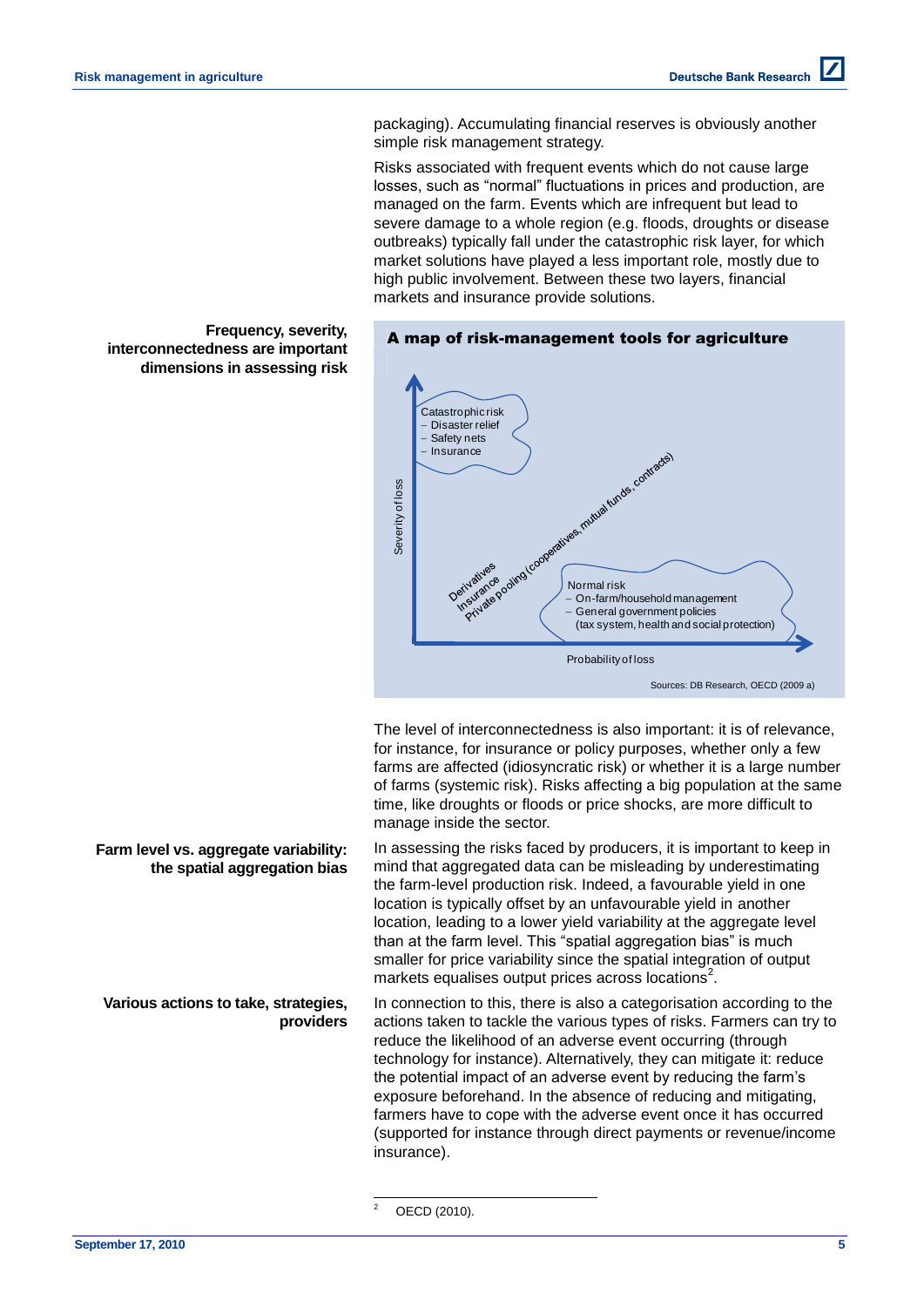packaging). Accumulating financial reserves is obviously another simple risk management strategy.

Risks associated with frequent events which do not cause large losses, such as "normal" fluctuations in prices and production, are managed on the farm. Events which are infrequent but lead to severe damage to a whole region (e.g. floods, droughts or disease outbreaks) typically fall under the catastrophic risk layer, for which market solutions have played a less important role, mostly due to high public involvement. Between these two layers, financial markets and insurance provide solutions.

**Frequency, severity, interconnectedness are important dimensions in assessing risk**

**A map of risk-management tools for agriculture**

Severity of loss

Catastrophic risk
- Disaster relief
- Safety nets
- Insurance

Derivatives
Insurance
Private pooling (cooperatives, mutual funds, contracts)

Normal risk
- On-farm/household management
- General government policies (tax system, health and social protection)

Probability of loss

Sources: DB Research, OECD (2009 a)

The level of interconnectedness is also important: it is of relevance, for instance, for insurance or policy purposes, whether only a few farms are affected (idiosyncratic risk) or whether it is a large number of farms (systemic risk). Risks affecting a big population at the same time, like droughts or floods or price shocks, are more difficult to manage inside the sector.

**Farm level vs. aggregate variability: the spatial aggregation bias**

In assessing the risks faced by producers, it is important to keep in mind that aggregated data can be misleading by underestimating the farm-level production risk. Indeed, a favourable yield in one location is typically offset by an unfavourable yield in another location, leading to a lower yield variability at the aggregate level than at the farm level. This "spatial aggregation bias" is much smaller for price variability since the spatial integration of output markets equalises output prices across locations[2].

**Various actions to take, strategies, providers**

In connection to this, there is also a categorisation according to the actions taken to tackle the various types of risks. Farmers can try to reduce the likelihood of an adverse event occurring (through technology for instance). Alternatively, they can mitigate it: reduce the potential impact of an adverse event by reducing the farm's exposure beforehand. In the absence of reducing and mitigating, farmers have to cope with the adverse event once it has occurred (supported for instance through direct payments or revenue/income insurance).

---

[2] OECD (2010).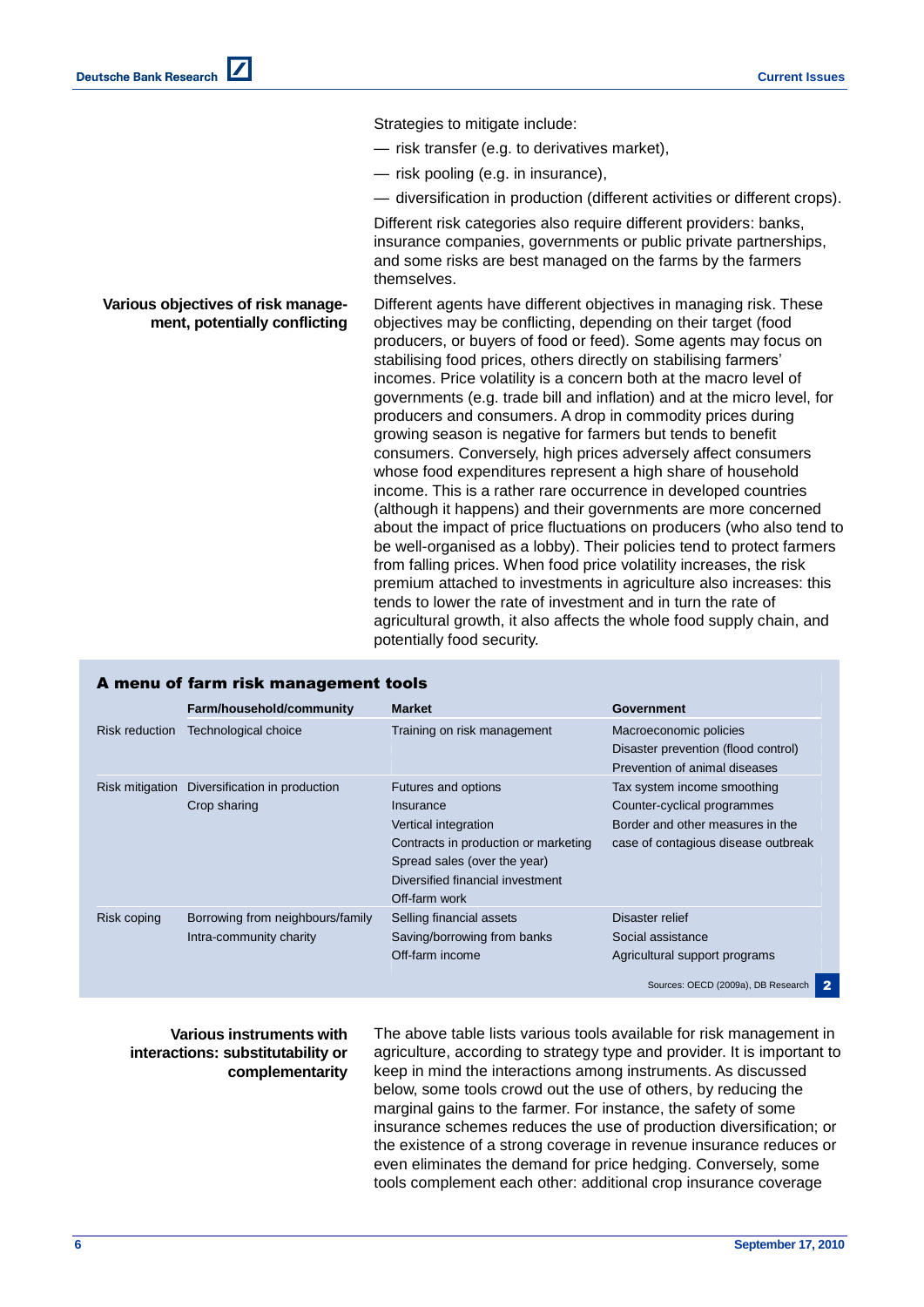Strategies to mitigate include:

— risk transfer (e.g. to derivatives market),

— risk pooling (e.g. in insurance),

— diversification in production (different activities or different crops).

Different risk categories also require different providers: banks, insurance companies, governments or public private partnerships, and some risks are best managed on the farms by the farmers themselves.

**Various objectives of risk management, potentially conflicting**

Different agents have different objectives in managing risk. These objectives may be conflicting, depending on their target (food producers, or buyers of food or feed). Some agents may focus on stabilising food prices, others directly on stabilising farmers' incomes. Price volatility is a concern both at the macro level of governments (e.g. trade bill and inflation) and at the micro level, for producers and consumers. A drop in commodity prices during growing season is negative for farmers but tends to benefit consumers. Conversely, high prices adversely affect consumers whose food expenditures represent a high share of household income. This is a rather rare occurrence in developed countries (although it happens) and their governments are more concerned about the impact of price fluctuations on producers (who also tend to be well-organised as a lobby). Their policies tend to protect farmers from falling prices. When food price volatility increases, the risk premium attached to investments in agriculture also increases: this tends to lower the rate of investment and in turn the rate of agricultural growth, it also affects the whole food supply chain, and potentially food security.

**A menu of farm risk management tools**

| | Farm/household/community | Market | Government |
|---|---|---|---|
| Risk reduction | Technological choice | Training on risk management | Macroeconomic policies<br>Disaster prevention (flood control)<br>Prevention of animal diseases |
| Risk mitigation | Diversification in production<br>Crop sharing | Futures and options<br>Insurance<br>Vertical integration<br>Contracts in production or marketing<br>Spread sales (over the year)<br>Diversified financial investment<br>Off-farm work | Tax system income smoothing<br>Counter-cyclical programmes<br>Border and other measures in the case of contagious disease outbreak |
| Risk coping | Borrowing from neighbours/family<br>Intra-community charity | Selling financial assets<br>Saving/borrowing from banks<br>Off-farm income | Disaster relief<br>Social assistance<br>Agricultural support programs |

Sources: OECD (2009a), DB Research 2

**Various instruments with interactions: substitutability or complementarity**

The above table lists various tools available for risk management in agriculture, according to strategy type and provider. It is important to keep in mind the interactions among instruments. As discussed below, some tools crowd out the use of others, by reducing the marginal gains to the farmer. For instance, the safety of some insurance schemes reduces the use of production diversification; or the existence of a strong coverage in revenue insurance reduces or even eliminates the demand for price hedging. Conversely, some tools complement each other: additional crop insurance coverage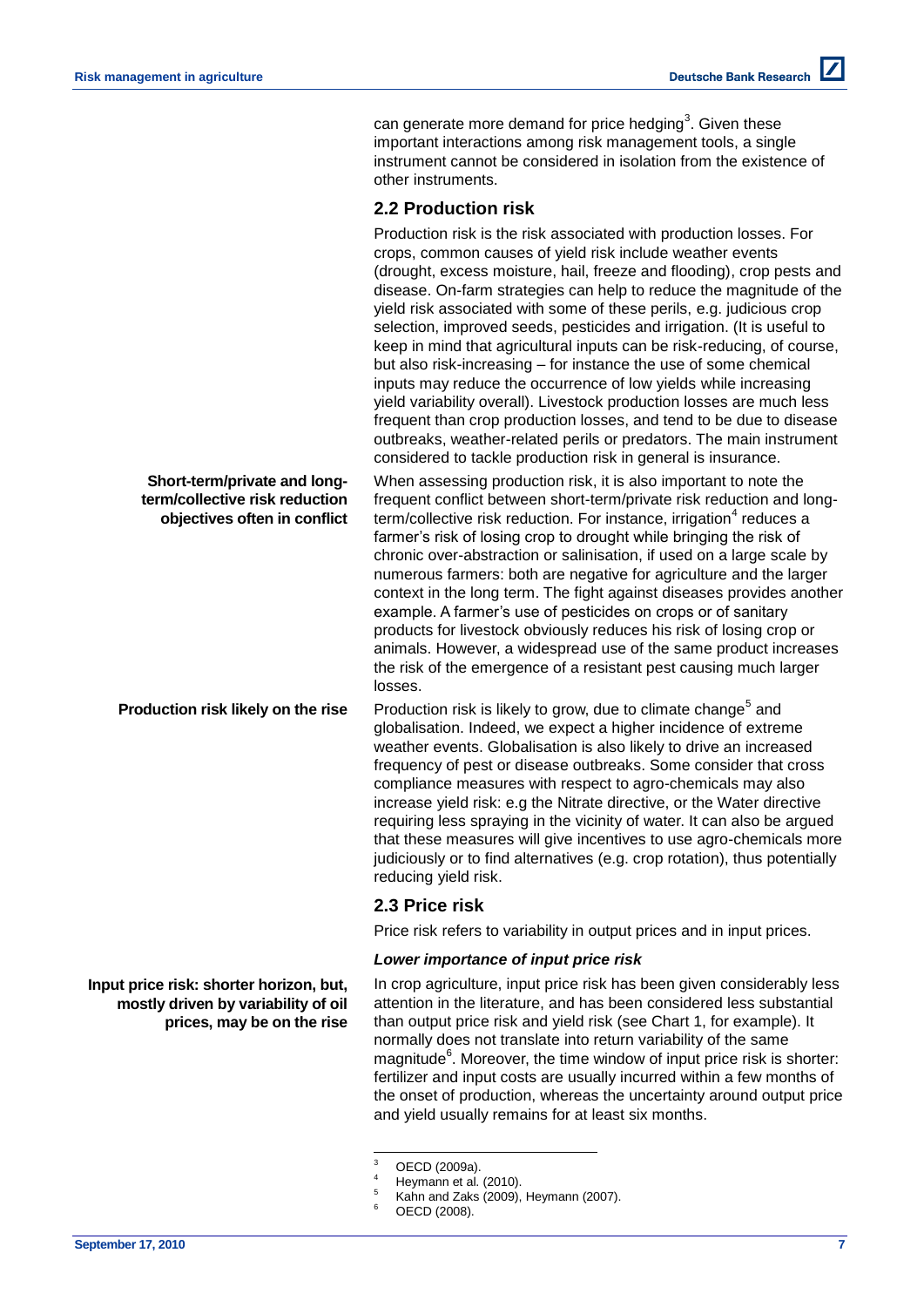can generate more demand for price hedging[3]. Given these important interactions among risk management tools, a single instrument cannot be considered in isolation from the existence of other instruments.

## 2.2 Production risk

Production risk is the risk associated with production losses. For crops, common causes of yield risk include weather events (drought, excess moisture, hail, freeze and flooding), crop pests and disease. On-farm strategies can help to reduce the magnitude of the yield risk associated with some of these perils, e.g. judicious crop selection, improved seeds, pesticides and irrigation. (It is useful to keep in mind that agricultural inputs can be risk-reducing, of course, but also risk-increasing – for instance the use of some chemical inputs may reduce the occurrence of low yields while increasing yield variability overall). Livestock production losses are much less frequent than crop production losses, and tend to be due to disease outbreaks, weather-related perils or predators. The main instrument considered to tackle production risk in general is insurance.

**Short-term/private and long-term/collective risk reduction objectives often in conflict**

When assessing production risk, it is also important to note the frequent conflict between short-term/private risk reduction and long-term/collective risk reduction. For instance, irrigation[4] reduces a farmer's risk of losing crop to drought while bringing the risk of chronic over-abstraction or salinisation, if used on a large scale by numerous farmers: both are negative for agriculture and the larger context in the long term. The fight against diseases provides another example. A farmer's use of pesticides on crops or of sanitary products for livestock obviously reduces his risk of losing crop or animals. However, a widespread use of the same product increases the risk of the emergence of a resistant pest causing much larger losses.

**Production risk likely on the rise**

Production risk is likely to grow, due to climate change[5] and globalisation. Indeed, we expect a higher incidence of extreme weather events. Globalisation is also likely to drive an increased frequency of pest or disease outbreaks. Some consider that cross compliance measures with respect to agro-chemicals may also increase yield risk: e.g the Nitrate directive, or the Water directive requiring less spraying in the vicinity of water. It can also be argued that these measures will give incentives to use agro-chemicals more judiciously or to find alternatives (e.g. crop rotation), thus potentially reducing yield risk.

## 2.3 Price risk

Price risk refers to variability in output prices and in input prices.

### *Lower importance of input price risk*

**Input price risk: shorter horizon, but, mostly driven by variability of oil prices, may be on the rise**

In crop agriculture, input price risk has been given considerably less attention in the literature, and has been considered less substantial than output price risk and yield risk (see Chart 1, for example). It normally does not translate into return variability of the same magnitude[6]. Moreover, the time window of input price risk is shorter: fertilizer and input costs are usually incurred within a few months of the onset of production, whereas the uncertainty around output price and yield usually remains for at least six months.

---

[3] OECD (2009a).
[4] Heymann et al. (2010).
[5] Kahn and Zaks (2009), Heymann (2007).
[6] OECD (2008).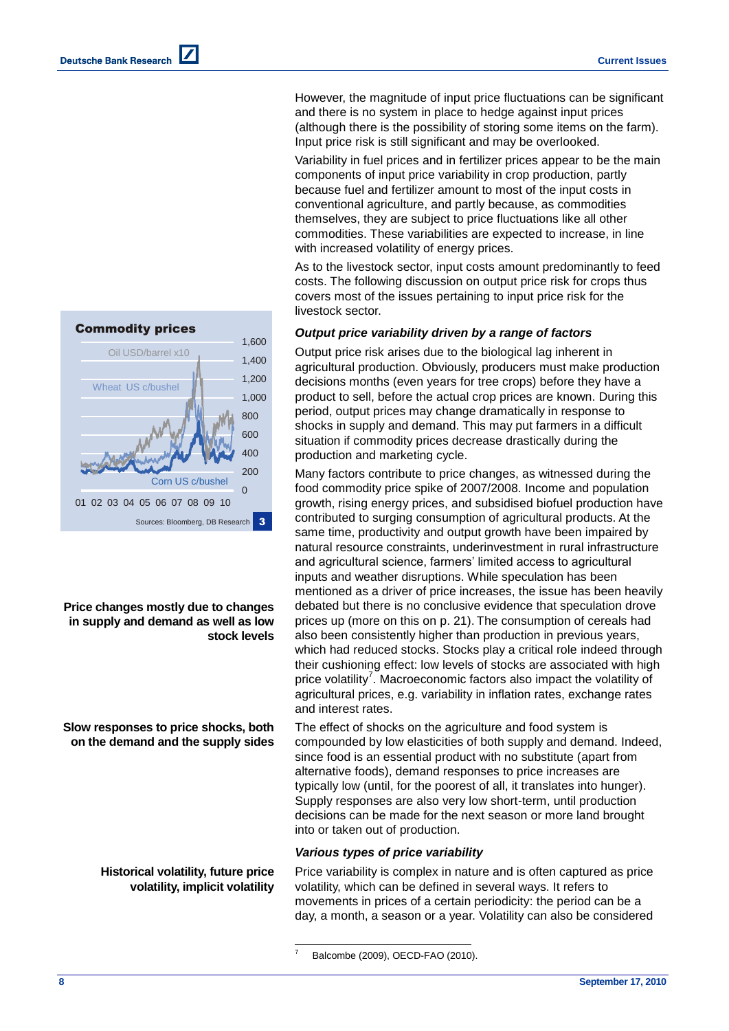However, the magnitude of input price fluctuations can be significant and there is no system in place to hedge against input prices (although there is the possibility of storing some items on the farm). Input price risk is still significant and may be overlooked.

Variability in fuel prices and in fertilizer prices appear to be the main components of input price variability in crop production, partly because fuel and fertilizer amount to most of the input costs in conventional agriculture, and partly because, as commodities themselves, they are subject to price fluctuations like all other commodities. These variabilities are expected to increase, in line with increased volatility of energy prices.

As to the livestock sector, input costs amount predominantly to feed costs. The following discussion on output price risk for crops thus covers most of the issues pertaining to input price risk for the livestock sector.

**Commodity prices**

Oil USD/barrel x10; Wheat US c/bushel; Corn US c/bushel

Sources: Bloomberg, DB Research 3

### *Output price variability driven by a range of factors*

Output price risk arises due to the biological lag inherent in agricultural production. Obviously, producers must make production decisions months (even years for tree crops) before they have a product to sell, before the actual crop prices are known. During this period, output prices may change dramatically in response to shocks in supply and demand. This may put farmers in a difficult situation if commodity prices decrease drastically during the production and marketing cycle.

**Price changes mostly due to changes in supply and demand as well as low stock levels**

Many factors contribute to price changes, as witnessed during the food commodity price spike of 2007/2008. Income and population growth, rising energy prices, and subsidised biofuel production have contributed to surging consumption of agricultural products. At the same time, productivity and output growth have been impaired by natural resource constraints, underinvestment in rural infrastructure and agricultural science, farmers' limited access to agricultural inputs and weather disruptions. While speculation has been mentioned as a driver of price increases, the issue has been heavily debated but there is no conclusive evidence that speculation drove prices up (more on this on p. 21). The consumption of cereals had also been consistently higher than production in previous years, which had reduced stocks. Stocks play a critical role indeed through their cushioning effect: low levels of stocks are associated with high price volatility[7]. Macroeconomic factors also impact the volatility of agricultural prices, e.g. variability in inflation rates, exchange rates and interest rates.

**Slow responses to price shocks, both on the demand and the supply sides**

The effect of shocks on the agriculture and food system is compounded by low elasticities of both supply and demand. Indeed, since food is an essential product with no substitute (apart from alternative foods), demand responses to price increases are typically low (until, for the poorest of all, it translates into hunger). Supply responses are also very low short-term, until production decisions can be made for the next season or more land brought into or taken out of production.

### *Various types of price variability*

**Historical volatility, future price volatility, implicit volatility**

Price variability is complex in nature and is often captured as price volatility, which can be defined in several ways. It refers to movements in prices of a certain periodicity: the period can be a day, a month, a season or a year. Volatility can also be considered

[7] Balcombe (2009), OECD-FAO (2010).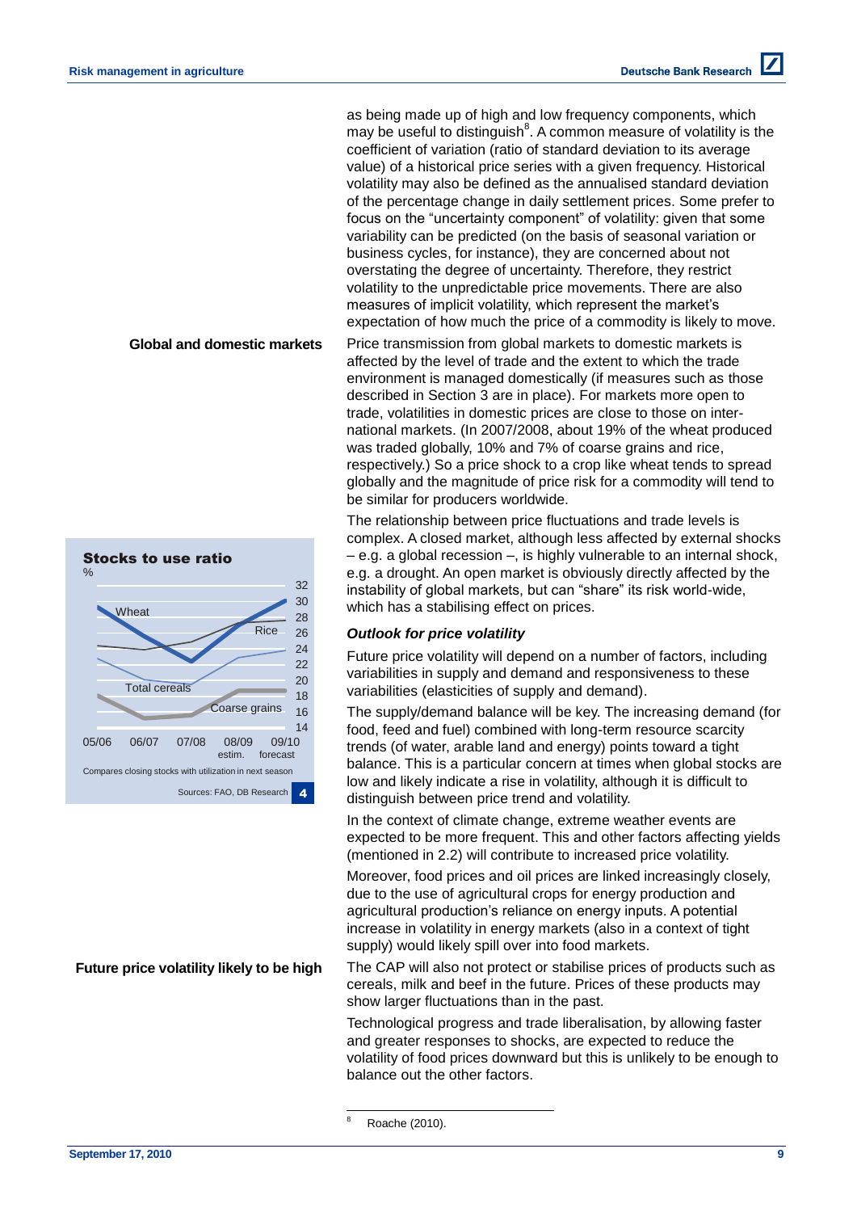as being made up of high and low frequency components, which may be useful to distinguish[8]. A common measure of volatility is the coefficient of variation (ratio of standard deviation to its average value) of a historical price series with a given frequency. Historical volatility may also be defined as the annualised standard deviation of the percentage change in daily settlement prices. Some prefer to focus on the "uncertainty component" of volatility: given that some variability can be predicted (on the basis of seasonal variation or business cycles, for instance), they are concerned about not overstating the degree of uncertainty. Therefore, they restrict volatility to the unpredictable price movements. There are also measures of implicit volatility, which represent the market's expectation of how much the price of a commodity is likely to move.

**Global and domestic markets**

Price transmission from global markets to domestic markets is affected by the level of trade and the extent to which the trade environment is managed domestically (if measures such as those described in Section 3 are in place). For markets more open to trade, volatilities in domestic prices are close to those on inter-national markets. (In 2007/2008, about 19% of the wheat produced was traded globally, 10% and 7% of coarse grains and rice, respectively.) So a price shock to a crop like wheat tends to spread globally and the magnitude of price risk for a commodity will tend to be similar for producers worldwide.

The relationship between price fluctuations and trade levels is complex. A closed market, although less affected by external shocks – e.g. a global recession –, is highly vulnerable to an internal shock, e.g. a drought. An open market is obviously directly affected by the instability of global markets, but can "share" its risk world-wide, which has a stabilising effect on prices.

**Stocks to use ratio**

%

Wheat, Rice, Total cereals, Coarse grains

05/06, 06/07, 07/08, 08/09 estim., 09/10 forecast

Compares closing stocks with utilization in next season

Sources: FAO, DB Research 4

### *Outlook for price volatility*

Future price volatility will depend on a number of factors, including variabilities in supply and demand and responsiveness to these variabilities (elasticities of supply and demand).

The supply/demand balance will be key. The increasing demand (for food, feed and fuel) combined with long-term resource scarcity trends (of water, arable land and energy) points toward a tight balance. This is a particular concern at times when global stocks are low and likely indicate a rise in volatility, although it is difficult to distinguish between price trend and volatility.

In the context of climate change, extreme weather events are expected to be more frequent. This and other factors affecting yields (mentioned in 2.2) will contribute to increased price volatility.

Moreover, food prices and oil prices are linked increasingly closely, due to the use of agricultural crops for energy production and agricultural production's reliance on energy inputs. A potential increase in volatility in energy markets (also in a context of tight supply) would likely spill over into food markets.

**Future price volatility likely to be high**

The CAP will also not protect or stabilise prices of products such as cereals, milk and beef in the future. Prices of these products may show larger fluctuations than in the past.

Technological progress and trade liberalisation, by allowing faster and greater responses to shocks, are expected to reduce the volatility of food prices downward but this is unlikely to be enough to balance out the other factors.

---

[8] Roache (2010).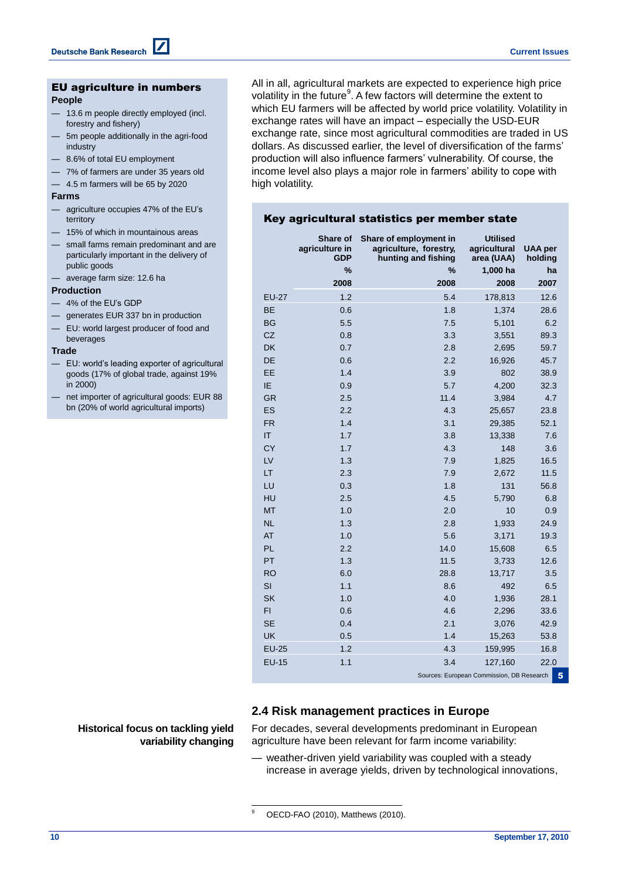## EU agriculture in numbers

**People**

- 13.6 m people directly employed (incl. forestry and fishery)
- 5m people additionally in the agri-food industry
- 8.6% of total EU employment
- 7% of farmers are under 35 years old
- 4.5 m farmers will be 65 by 2020

**Farms**

- agriculture occupies 47% of the EU's territory
- 15% of which in mountainous areas
- small farms remain predominant and are particularly important in the delivery of public goods
- average farm size: 12.6 ha

**Production**

- 4% of the EU's GDP
- generates EUR 337 bn in production
- EU: world largest producer of food and beverages

**Trade**

- EU: world's leading exporter of agricultural goods (17% of global trade, against 19% in 2000)
- net importer of agricultural goods: EUR 88 bn (20% of world agricultural imports)

All in all, agricultural markets are expected to experience high price volatility in the future[9]. A few factors will determine the extent to which EU farmers will be affected by world price volatility. Volatility in exchange rates will have an impact – especially the USD-EUR exchange rate, since most agricultural commodities are traded in US dollars. As discussed earlier, the level of diversification of the farms' production will also influence farmers' vulnerability. Of course, the income level also plays a major role in farmers' ability to cope with high volatility.

### Key agricultural statistics per member state

| | Share of agriculture in GDP | Share of employment in agriculture, forestry, hunting and fishing | Utilised agricultural area (UAA) | UAA per holding |
|---|---|---|---|---|
| | % | % | 1,000 ha | ha |
| | 2008 | 2008 | 2008 | 2007 |
| EU-27 | 1.2 | 5.4 | 178,813 | 12.6 |
| BE | 0.6 | 1.8 | 1,374 | 28.6 |
| BG | 5.5 | 7.5 | 5,101 | 6.2 |
| CZ | 0.8 | 3.3 | 3,551 | 89.3 |
| DK | 0.7 | 2.8 | 2,695 | 59.7 |
| DE | 0.6 | 2.2 | 16,926 | 45.7 |
| EE | 1.4 | 3.9 | 802 | 38.9 |
| IE | 0.9 | 5.7 | 4,200 | 32.3 |
| GR | 2.5 | 11.4 | 3,984 | 4.7 |
| ES | 2.2 | 4.3 | 25,657 | 23.8 |
| FR | 1.4 | 3.1 | 29,385 | 52.1 |
| IT | 1.7 | 3.8 | 13,338 | 7.6 |
| CY | 1.7 | 4.3 | 148 | 3.6 |
| LV | 1.3 | 7.9 | 1,825 | 16.5 |
| LT | 2.3 | 7.9 | 2,672 | 11.5 |
| LU | 0.3 | 1.8 | 131 | 56.8 |
| HU | 2.5 | 4.5 | 5,790 | 6.8 |
| MT | 1.0 | 2.0 | 10 | 0.9 |
| NL | 1.3 | 2.8 | 1,933 | 24.9 |
| AT | 1.0 | 5.6 | 3,171 | 19.3 |
| PL | 2.2 | 14.0 | 15,608 | 6.5 |
| PT | 1.3 | 11.5 | 3,733 | 12.6 |
| RO | 6.0 | 28.8 | 13,717 | 3.5 |
| SI | 1.1 | 8.6 | 492 | 6.5 |
| SK | 1.0 | 4.0 | 1,936 | 28.1 |
| FI | 0.6 | 4.6 | 2,296 | 33.6 |
| SE | 0.4 | 2.1 | 3,076 | 42.9 |
| UK | 0.5 | 1.4 | 15,263 | 53.8 |
| EU-25 | 1.2 | 4.3 | 159,995 | 16.8 |
| EU-15 | 1.1 | 3.4 | 127,160 | 22.0 |

Sources: European Commission, DB Research 5

## 2.4 Risk management practices in Europe

**Historical focus on tackling yield variability changing**

For decades, several developments predominant in European agriculture have been relevant for farm income variability:

- weather-driven yield variability was coupled with a steady increase in average yields, driven by technological innovations,

[9] OECD-FAO (2010), Matthews (2010).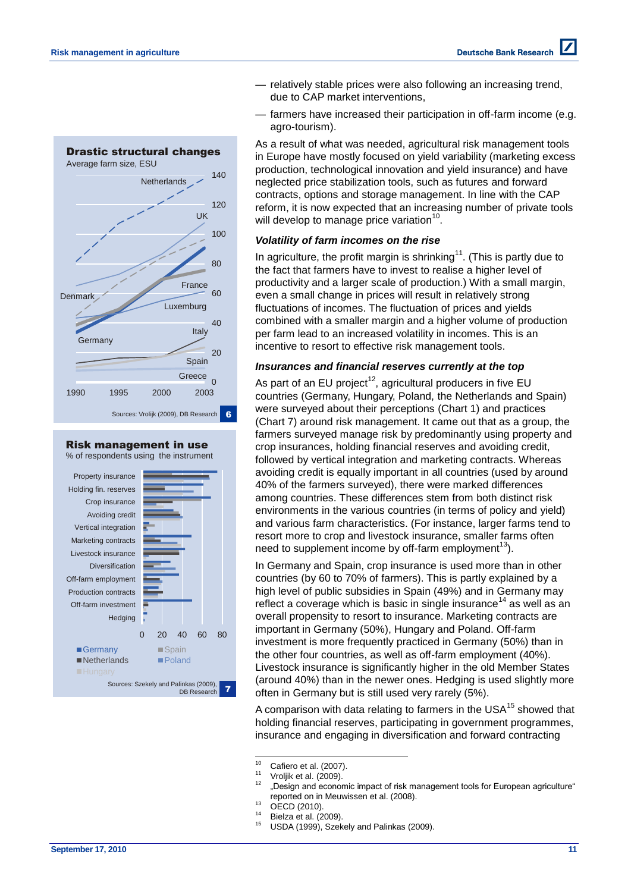**Drastic structural changes**

Average farm size, ESU

Sources: Vrolijk (2009), DB Research 6

**Risk management in use**

% of respondents using the instrument

Sources: Szekely and Palinkas (2009), DB Research 7

— relatively stable prices were also following an increasing trend, due to CAP market interventions,

— farmers have increased their participation in off-farm income (e.g. agro-tourism).

As a result of what was needed, agricultural risk management tools in Europe have mostly focused on yield variability (marketing excess production, technological innovation and yield insurance) and have neglected price stabilization tools, such as futures and forward contracts, options and storage management. In line with the CAP reform, it is now expected that an increasing number of private tools will develop to manage price variation[10].

### *Volatility of farm incomes on the rise*

In agriculture, the profit margin is shrinking[11]. (This is partly due to the fact that farmers have to invest to realise a higher level of productivity and a larger scale of production.) With a small margin, even a small change in prices will result in relatively strong fluctuations of incomes. The fluctuation of prices and yields combined with a smaller margin and a higher volume of production per farm lead to an increased volatility in incomes. This is an incentive to resort to effective risk management tools.

### *Insurances and financial reserves currently at the top*

As part of an EU project[12], agricultural producers in five EU countries (Germany, Hungary, Poland, the Netherlands and Spain) were surveyed about their perceptions (Chart 1) and practices (Chart 7) around risk management. It came out that as a group, the farmers surveyed manage risk by predominantly using property and crop insurances, holding financial reserves and avoiding credit, followed by vertical integration and marketing contracts. Whereas avoiding credit is equally important in all countries (used by around 40% of the farmers surveyed), there were marked differences among countries. These differences stem from both distinct risk environments in the various countries (in terms of policy and yield) and various farm characteristics. (For instance, larger farms tend to resort more to crop and livestock insurance, smaller farms often need to supplement income by off-farm employment[13]).

In Germany and Spain, crop insurance is used more than in other countries (by 60 to 70% of farmers). This is partly explained by a high level of public subsidies in Spain (49%) and in Germany may reflect a coverage which is basic in single insurance[14] as well as an overall propensity to resort to insurance. Marketing contracts are important in Germany (50%), Hungary and Poland. Off-farm investment is more frequently practiced in Germany (50%) than in the other four countries, as well as off-farm employment (40%). Livestock insurance is significantly higher in the old Member States (around 40%) than in the newer ones. Hedging is used slightly more often in Germany but is still used very rarely (5%).

A comparison with data relating to farmers in the USA[15] showed that holding financial reserves, participating in government programmes, insurance and engaging in diversification and forward contracting

---

[10] Cafiero et al. (2007).

[11] Vroljik et al. (2009).

[12] „Design and economic impact of risk management tools for European agriculture" reported on in Meuwissen et al. (2008).

[13] OECD (2010).

[14] Bielza et al. (2009).

[15] USDA (1999), Szekely and Palinkas (2009).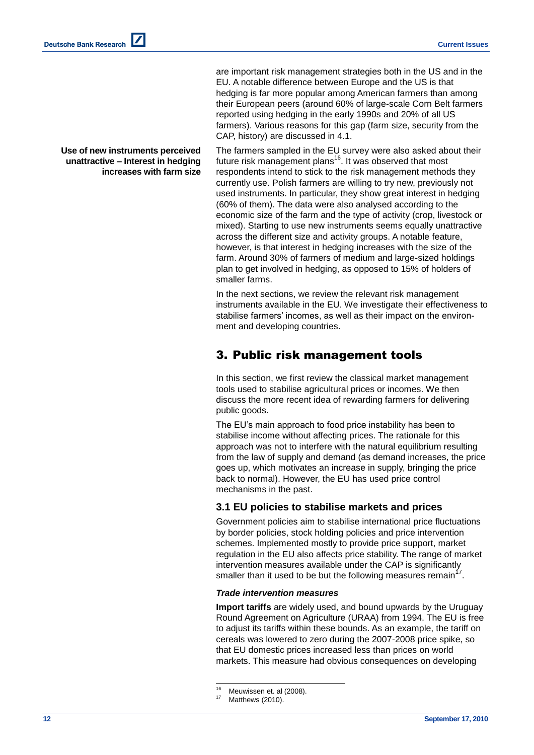are important risk management strategies both in the US and in the EU. A notable difference between Europe and the US is that hedging is far more popular among American farmers than among their European peers (around 60% of large-scale Corn Belt farmers reported using hedging in the early 1990s and 20% of all US farmers). Various reasons for this gap (farm size, security from the CAP, history) are discussed in 4.1.

**Use of new instruments perceived unattractive – Interest in hedging increases with farm size**

The farmers sampled in the EU survey were also asked about their future risk management plans[16]. It was observed that most respondents intend to stick to the risk management methods they currently use. Polish farmers are willing to try new, previously not used instruments. In particular, they show great interest in hedging (60% of them). The data were also analysed according to the economic size of the farm and the type of activity (crop, livestock or mixed). Starting to use new instruments seems equally unattractive across the different size and activity groups. A notable feature, however, is that interest in hedging increases with the size of the farm. Around 30% of farmers of medium and large-sized holdings plan to get involved in hedging, as opposed to 15% of holders of smaller farms.

In the next sections, we review the relevant risk management instruments available in the EU. We investigate their effectiveness to stabilise farmers' incomes, as well as their impact on the environment and developing countries.

# 3. Public risk management tools

In this section, we first review the classical market management tools used to stabilise agricultural prices or incomes. We then discuss the more recent idea of rewarding farmers for delivering public goods.

The EU's main approach to food price instability has been to stabilise income without affecting prices. The rationale for this approach was not to interfere with the natural equilibrium resulting from the law of supply and demand (as demand increases, the price goes up, which motivates an increase in supply, bringing the price back to normal). However, the EU has used price control mechanisms in the past.

## 3.1 EU policies to stabilise markets and prices

Government policies aim to stabilise international price fluctuations by border policies, stock holding policies and price intervention schemes. Implemented mostly to provide price support, market regulation in the EU also affects price stability. The range of market intervention measures available under the CAP is significantly smaller than it used to be but the following measures remain[17].

### *Trade intervention measures*

**Import tariffs** are widely used, and bound upwards by the Uruguay Round Agreement on Agriculture (URAA) from 1994. The EU is free to adjust its tariffs within these bounds. As an example, the tariff on cereals was lowered to zero during the 2007-2008 price spike, so that EU domestic prices increased less than prices on world markets. This measure had obvious consequences on developing

[16] Meuwissen et. al (2008).

[17] Matthews (2010).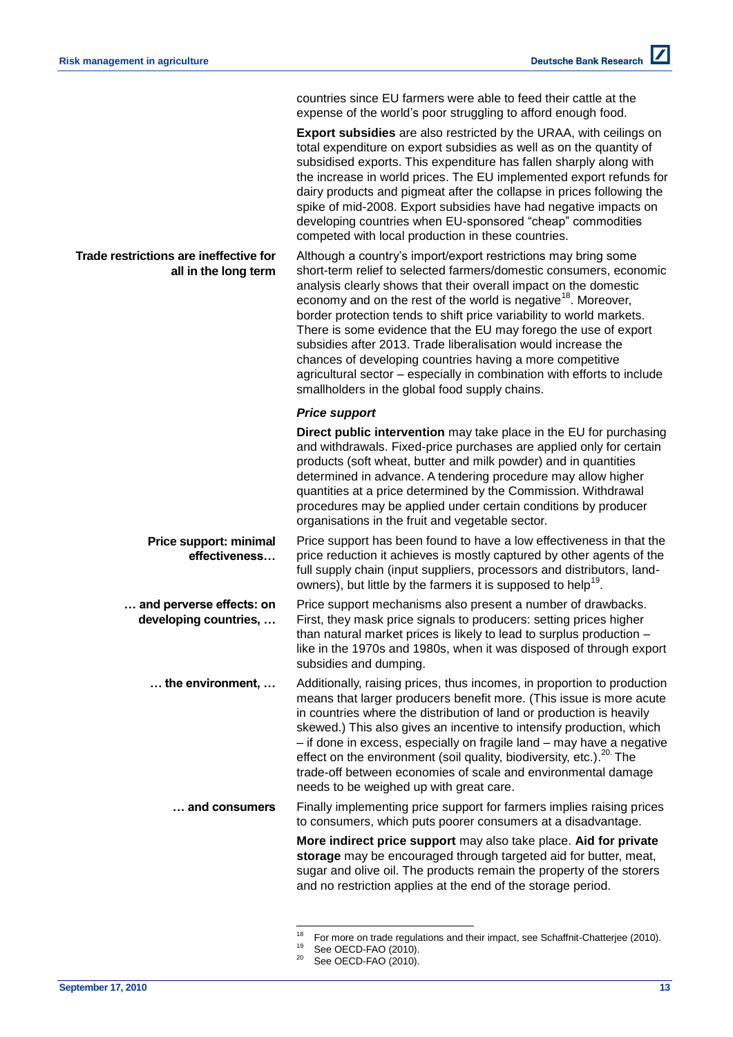countries since EU farmers were able to feed their cattle at the expense of the world's poor struggling to afford enough food.

**Export subsidies** are also restricted by the URAA, with ceilings on total expenditure on export subsidies as well as on the quantity of subsidised exports. This expenditure has fallen sharply along with the increase in world prices. The EU implemented export refunds for dairy products and pigmeat after the collapse in prices following the spike of mid-2008. Export subsidies have had negative impacts on developing countries when EU-sponsored "cheap" commodities competed with local production in these countries.

**Trade restrictions are ineffective for all in the long term**

Although a country's import/export restrictions may bring some short-term relief to selected farmers/domestic consumers, economic analysis clearly shows that their overall impact on the domestic economy and on the rest of the world is negative[18]. Moreover, border protection tends to shift price variability to world markets. There is some evidence that the EU may forego the use of export subsidies after 2013. Trade liberalisation would increase the chances of developing countries having a more competitive agricultural sector – especially in combination with efforts to include smallholders in the global food supply chains.

***Price support***

**Direct public intervention** may take place in the EU for purchasing and withdrawals. Fixed-price purchases are applied only for certain products (soft wheat, butter and milk powder) and in quantities determined in advance. A tendering procedure may allow higher quantities at a price determined by the Commission. Withdrawal procedures may be applied under certain conditions by producer organisations in the fruit and vegetable sector.

**Price support: minimal effectiveness…**

Price support has been found to have a low effectiveness in that the price reduction it achieves is mostly captured by other agents of the full supply chain (input suppliers, processors and distributors, land-owners), but little by the farmers it is supposed to help[19].

**… and perverse effects: on developing countries, …**

Price support mechanisms also present a number of drawbacks. First, they mask price signals to producers: setting prices higher than natural market prices is likely to lead to surplus production – like in the 1970s and 1980s, when it was disposed of through export subsidies and dumping.

**… the environment, …**

Additionally, raising prices, thus incomes, in proportion to production means that larger producers benefit more. (This issue is more acute in countries where the distribution of land or production is heavily skewed.) This also gives an incentive to intensify production, which – if done in excess, especially on fragile land – may have a negative effect on the environment (soil quality, biodiversity, etc.).[20] The trade-off between economies of scale and environmental damage needs to be weighed up with great care.

**… and consumers**

Finally implementing price support for farmers implies raising prices to consumers, which puts poorer consumers at a disadvantage.

**More indirect price support** may also take place. **Aid for private storage** may be encouraged through targeted aid for butter, meat, sugar and olive oil. The products remain the property of the storers and no restriction applies at the end of the storage period.

[18] For more on trade regulations and their impact, see Schaffnit-Chatterjee (2010).
[19] See OECD-FAO (2010).
[20] See OECD-FAO (2010).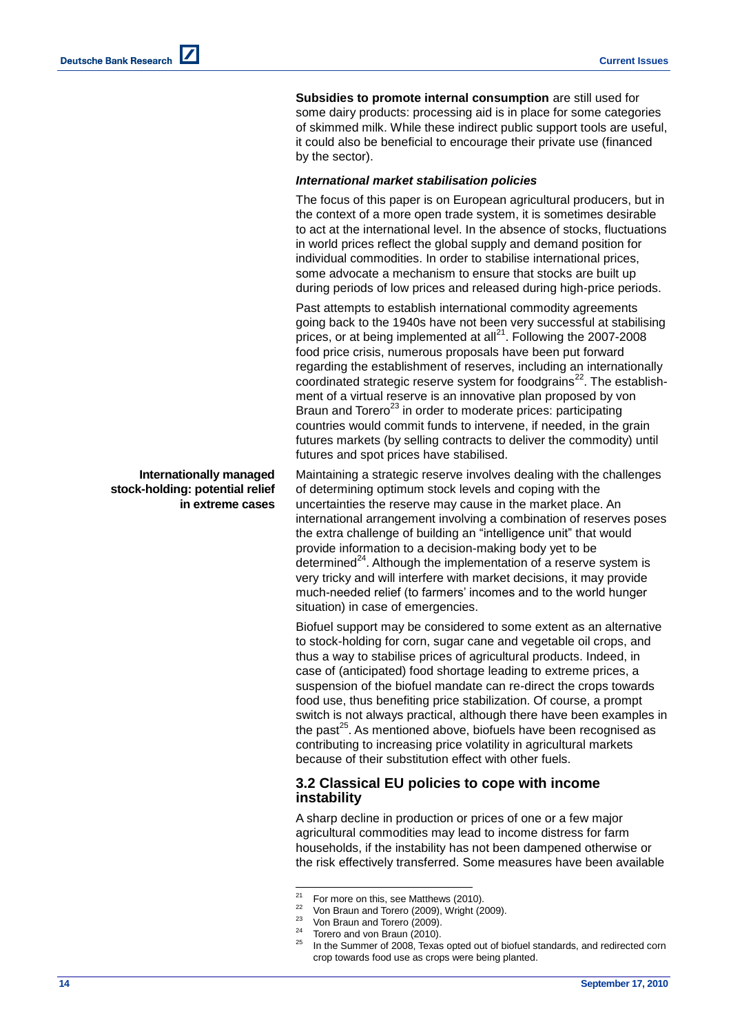**Subsidies to promote internal consumption** are still used for some dairy products: processing aid is in place for some categories of skimmed milk. While these indirect public support tools are useful, it could also be beneficial to encourage their private use (financed by the sector).

***International market stabilisation policies***

The focus of this paper is on European agricultural producers, but in the context of a more open trade system, it is sometimes desirable to act at the international level. In the absence of stocks, fluctuations in world prices reflect the global supply and demand position for individual commodities. In order to stabilise international prices, some advocate a mechanism to ensure that stocks are built up during periods of low prices and released during high-price periods.

Past attempts to establish international commodity agreements going back to the 1940s have not been very successful at stabilising prices, or at being implemented at all[21]. Following the 2007-2008 food price crisis, numerous proposals have been put forward regarding the establishment of reserves, including an internationally coordinated strategic reserve system for foodgrains[22]. The establishment of a virtual reserve is an innovative plan proposed by von Braun and Torero[23] in order to moderate prices: participating countries would commit funds to intervene, if needed, in the grain futures markets (by selling contracts to deliver the commodity) until futures and spot prices have stabilised.

**Internationally managed stock-holding: potential relief in extreme cases**

Maintaining a strategic reserve involves dealing with the challenges of determining optimum stock levels and coping with the uncertainties the reserve may cause in the market place. An international arrangement involving a combination of reserves poses the extra challenge of building an "intelligence unit" that would provide information to a decision-making body yet to be determined[24]. Although the implementation of a reserve system is very tricky and will interfere with market decisions, it may provide much-needed relief (to farmers' incomes and to the world hunger situation) in case of emergencies.

Biofuel support may be considered to some extent as an alternative to stock-holding for corn, sugar cane and vegetable oil crops, and thus a way to stabilise prices of agricultural products. Indeed, in case of (anticipated) food shortage leading to extreme prices, a suspension of the biofuel mandate can re-direct the crops towards food use, thus benefiting price stabilization. Of course, a prompt switch is not always practical, although there have been examples in the past[25]. As mentioned above, biofuels have been recognised as contributing to increasing price volatility in agricultural markets because of their substitution effect with other fuels.

### 3.2 Classical EU policies to cope with income instability

A sharp decline in production or prices of one or a few major agricultural commodities may lead to income distress for farm households, if the instability has not been dampened otherwise or the risk effectively transferred. Some measures have been available

---

[21] For more on this, see Matthews (2010).

[22] Von Braun and Torero (2009), Wright (2009).

[23] Von Braun and Torero (2009).

[24] Torero and von Braun (2010).

[25] In the Summer of 2008, Texas opted out of biofuel standards, and redirected corn crop towards food use as crops were being planted.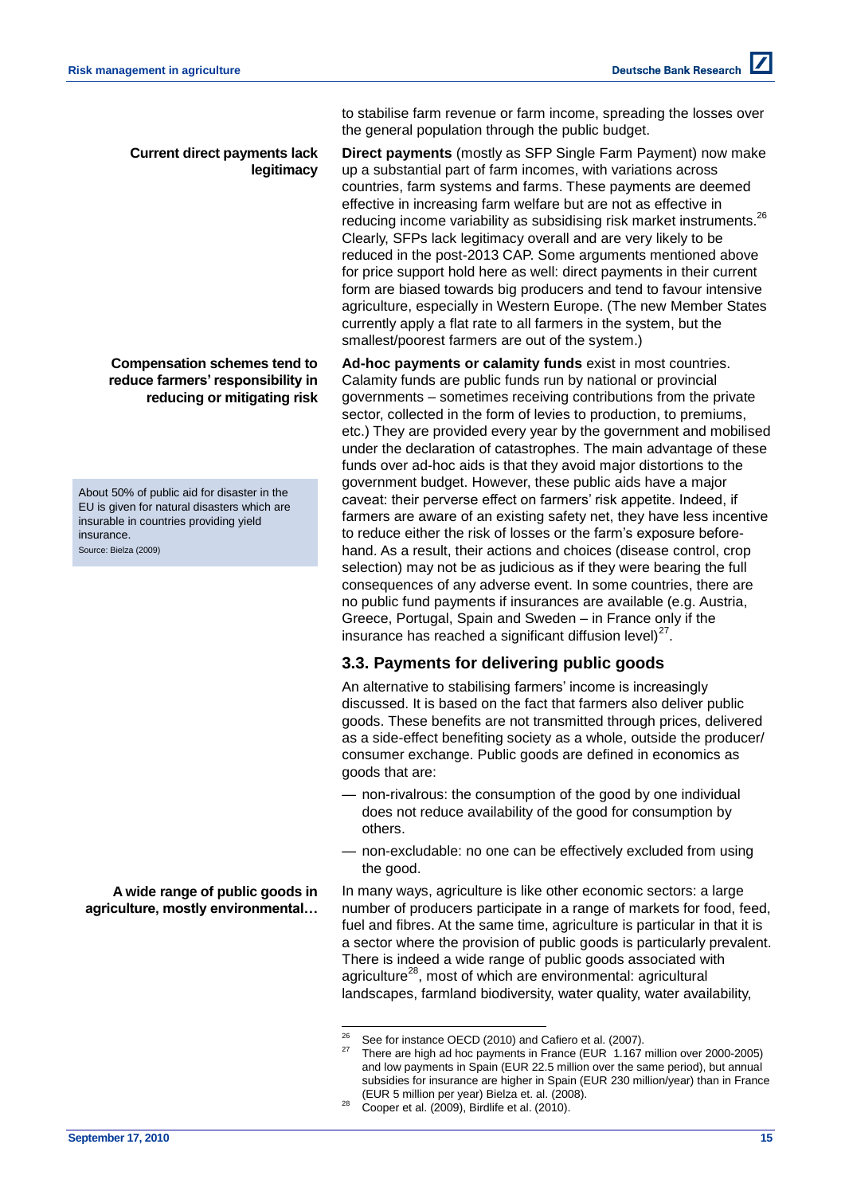to stabilise farm revenue or farm income, spreading the losses over the general population through the public budget.

**Current direct payments lack legitimacy**

**Direct payments** (mostly as SFP Single Farm Payment) now make up a substantial part of farm incomes, with variations across countries, farm systems and farms. These payments are deemed effective in increasing farm welfare but are not as effective in reducing income variability as subsidising risk market instruments.[26] Clearly, SFPs lack legitimacy overall and are very likely to be reduced in the post-2013 CAP. Some arguments mentioned above for price support hold here as well: direct payments in their current form are biased towards big producers and tend to favour intensive agriculture, especially in Western Europe. (The new Member States currently apply a flat rate to all farmers in the system, but the smallest/poorest farmers are out of the system.)

**Compensation schemes tend to reduce farmers' responsibility in reducing or mitigating risk**

**Ad-hoc payments or calamity funds** exist in most countries. Calamity funds are public funds run by national or provincial governments – sometimes receiving contributions from the private sector, collected in the form of levies to production, to premiums, etc.) They are provided every year by the government and mobilised under the declaration of catastrophes. The main advantage of these funds over ad-hoc aids is that they avoid major distortions to the government budget. However, these public aids have a major caveat: their perverse effect on farmers' risk appetite. Indeed, if farmers are aware of an existing safety net, they have less incentive to reduce either the risk of losses or the farm's exposure before-hand. As a result, their actions and choices (disease control, crop selection) may not be as judicious as if they were bearing the full consequences of any adverse event. In some countries, there are no public fund payments if insurances are available (e.g. Austria, Greece, Portugal, Spain and Sweden – in France only if the insurance has reached a significant diffusion level)[27].

About 50% of public aid for disaster in the EU is given for natural disasters which are insurable in countries providing yield insurance.
Source: Bielza (2009)

### 3.3. Payments for delivering public goods

An alternative to stabilising farmers' income is increasingly discussed. It is based on the fact that farmers also deliver public goods. These benefits are not transmitted through prices, delivered as a side-effect benefiting society as a whole, outside the producer/consumer exchange. Public goods are defined in economics as goods that are:

— non-rivalrous: the consumption of the good by one individual does not reduce availability of the good for consumption by others.

— non-excludable: no one can be effectively excluded from using the good.

**A wide range of public goods in agriculture, mostly environmental…**

In many ways, agriculture is like other economic sectors: a large number of producers participate in a range of markets for food, feed, fuel and fibres. At the same time, agriculture is particular in that it is a sector where the provision of public goods is particularly prevalent. There is indeed a wide range of public goods associated with agriculture[28], most of which are environmental: agricultural landscapes, farmland biodiversity, water quality, water availability,

---

[26] See for instance OECD (2010) and Cafiero et al. (2007).

[27] There are high ad hoc payments in France (EUR 1.167 million over 2000-2005) and low payments in Spain (EUR 22.5 million over the same period), but annual subsidies for insurance are higher in Spain (EUR 230 million/year) than in France (EUR 5 million per year) Bielza et. al. (2008).

[28] Cooper et al. (2009), Birdlife et al. (2010).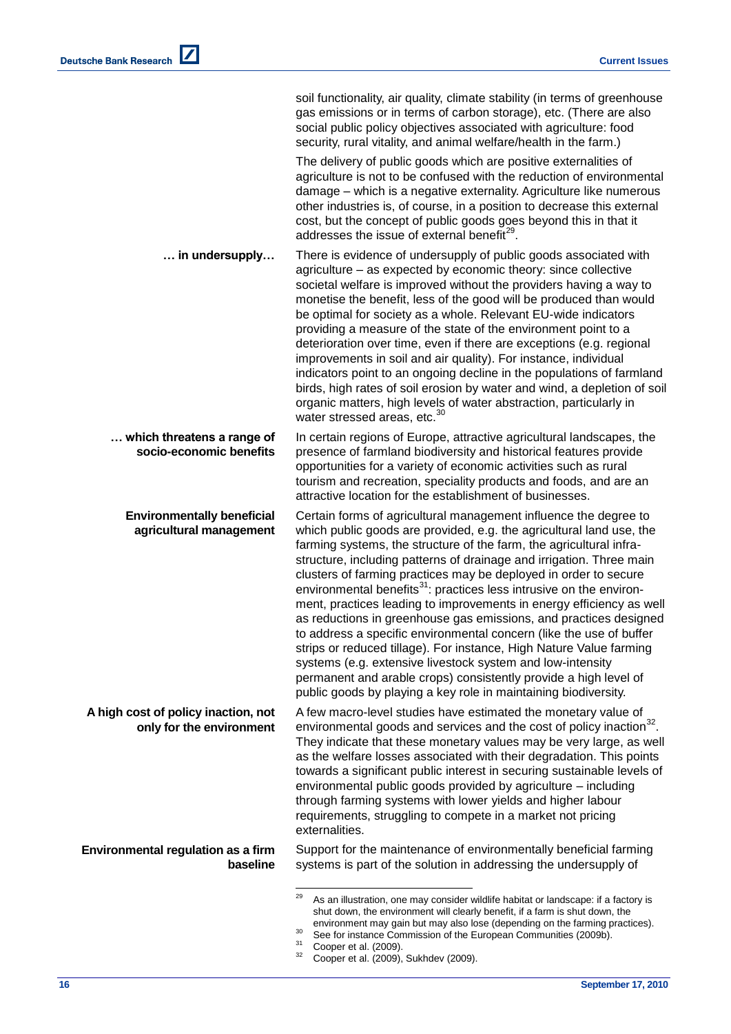soil functionality, air quality, climate stability (in terms of greenhouse gas emissions or in terms of carbon storage), etc. (There are also social public policy objectives associated with agriculture: food security, rural vitality, and animal welfare/health in the farm.)

The delivery of public goods which are positive externalities of agriculture is not to be confused with the reduction of environmental damage – which is a negative externality. Agriculture like numerous other industries is, of course, in a position to decrease this external cost, but the concept of public goods goes beyond this in that it addresses the issue of external benefit[29].

**… in undersupply…**

There is evidence of undersupply of public goods associated with agriculture – as expected by economic theory: since collective societal welfare is improved without the providers having a way to monetise the benefit, less of the good will be produced than would be optimal for society as a whole. Relevant EU-wide indicators providing a measure of the state of the environment point to a deterioration over time, even if there are exceptions (e.g. regional improvements in soil and air quality). For instance, individual indicators point to an ongoing decline in the populations of farmland birds, high rates of soil erosion by water and wind, a depletion of soil organic matters, high levels of water abstraction, particularly in water stressed areas, etc.[30]

**… which threatens a range of socio-economic benefits**

In certain regions of Europe, attractive agricultural landscapes, the presence of farmland biodiversity and historical features provide opportunities for a variety of economic activities such as rural tourism and recreation, speciality products and foods, and are an attractive location for the establishment of businesses.

**Environmentally beneficial agricultural management**

Certain forms of agricultural management influence the degree to which public goods are provided, e.g. the agricultural land use, the farming systems, the structure of the farm, the agricultural infrastructure, including patterns of drainage and irrigation. Three main clusters of farming practices may be deployed in order to secure environmental benefits[31]: practices less intrusive on the environment, practices leading to improvements in energy efficiency as well as reductions in greenhouse gas emissions, and practices designed to address a specific environmental concern (like the use of buffer strips or reduced tillage). For instance, High Nature Value farming systems (e.g. extensive livestock system and low-intensity permanent and arable crops) consistently provide a high level of public goods by playing a key role in maintaining biodiversity.

**A high cost of policy inaction, not only for the environment**

A few macro-level studies have estimated the monetary value of environmental goods and services and the cost of policy inaction[32]. They indicate that these monetary values may be very large, as well as the welfare losses associated with their degradation. This points towards a significant public interest in securing sustainable levels of environmental public goods provided by agriculture – including through farming systems with lower yields and higher labour requirements, struggling to compete in a market not pricing externalities.

**Environmental regulation as a firm baseline**

Support for the maintenance of environmentally beneficial farming systems is part of the solution in addressing the undersupply of

---

[29] As an illustration, one may consider wildlife habitat or landscape: if a factory is shut down, the environment will clearly benefit, if a farm is shut down, the environment may gain but may also lose (depending on the farming practices).

[30] See for instance Commission of the European Communities (2009b).

[31] Cooper et al. (2009).

[32] Cooper et al. (2009), Sukhdev (2009).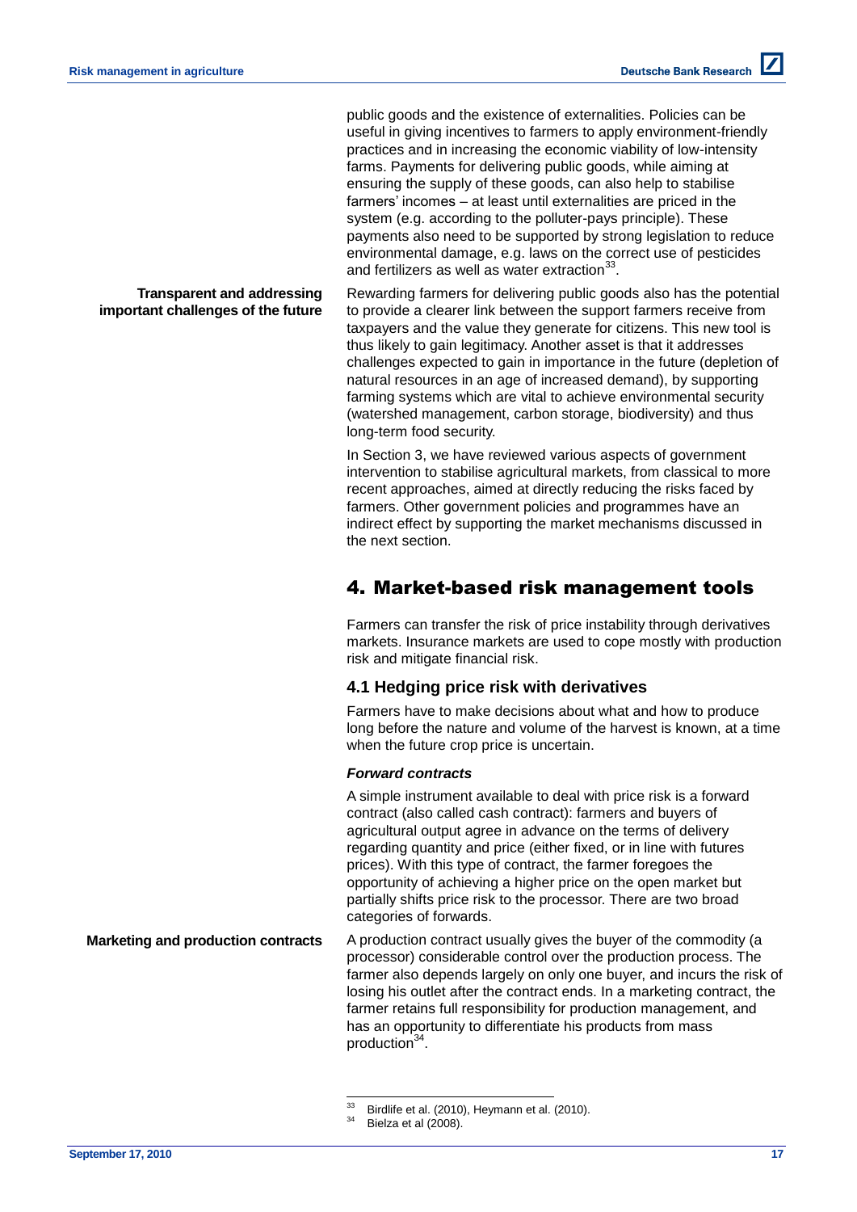public goods and the existence of externalities. Policies can be useful in giving incentives to farmers to apply environment-friendly practices and in increasing the economic viability of low-intensity farms. Payments for delivering public goods, while aiming at ensuring the supply of these goods, can also help to stabilise farmers' incomes – at least until externalities are priced in the system (e.g. according to the polluter-pays principle). These payments also need to be supported by strong legislation to reduce environmental damage, e.g. laws on the correct use of pesticides and fertilizers as well as water extraction[33].

**Transparent and addressing important challenges of the future**

Rewarding farmers for delivering public goods also has the potential to provide a clearer link between the support farmers receive from taxpayers and the value they generate for citizens. This new tool is thus likely to gain legitimacy. Another asset is that it addresses challenges expected to gain in importance in the future (depletion of natural resources in an age of increased demand), by supporting farming systems which are vital to achieve environmental security (watershed management, carbon storage, biodiversity) and thus long-term food security.

In Section 3, we have reviewed various aspects of government intervention to stabilise agricultural markets, from classical to more recent approaches, aimed at directly reducing the risks faced by farmers. Other government policies and programmes have an indirect effect by supporting the market mechanisms discussed in the next section.

# 4. Market-based risk management tools

Farmers can transfer the risk of price instability through derivatives markets. Insurance markets are used to cope mostly with production risk and mitigate financial risk.

## 4.1 Hedging price risk with derivatives

Farmers have to make decisions about what and how to produce long before the nature and volume of the harvest is known, at a time when the future crop price is uncertain.

***Forward contracts***

A simple instrument available to deal with price risk is a forward contract (also called cash contract): farmers and buyers of agricultural output agree in advance on the terms of delivery regarding quantity and price (either fixed, or in line with futures prices). With this type of contract, the farmer foregoes the opportunity of achieving a higher price on the open market but partially shifts price risk to the processor. There are two broad categories of forwards.

**Marketing and production contracts**

A production contract usually gives the buyer of the commodity (a processor) considerable control over the production process. The farmer also depends largely on only one buyer, and incurs the risk of losing his outlet after the contract ends. In a marketing contract, the farmer retains full responsibility for production management, and has an opportunity to differentiate his products from mass production[34].

[33] Birdlife et al. (2010), Heymann et al. (2010).
[34] Bielza et al (2008).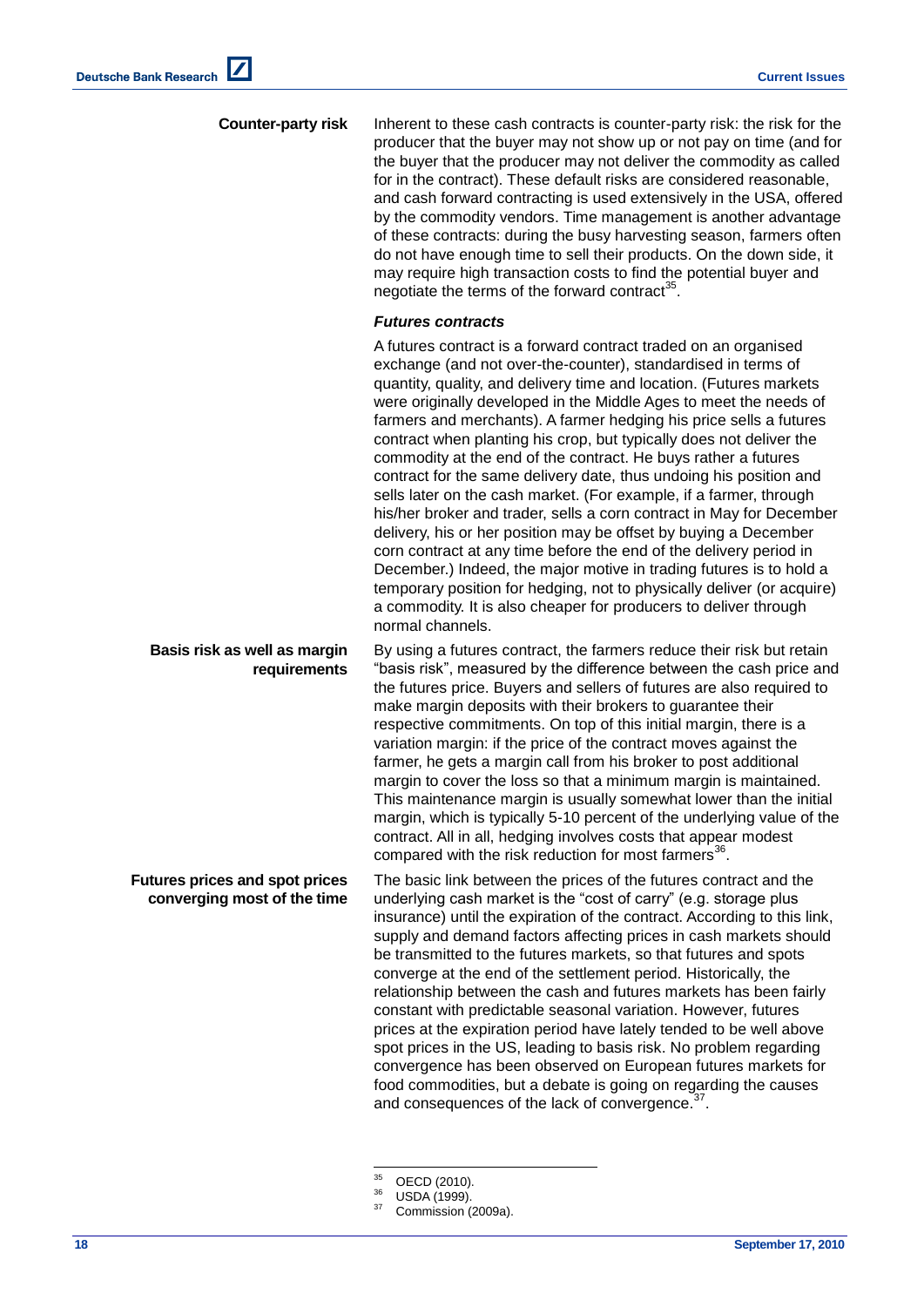**Counter-party risk**

Inherent to these cash contracts is counter-party risk: the risk for the producer that the buyer may not show up or not pay on time (and for the buyer that the producer may not deliver the commodity as called for in the contract). These default risks are considered reasonable, and cash forward contracting is used extensively in the USA, offered by the commodity vendors. Time management is another advantage of these contracts: during the busy harvesting season, farmers often do not have enough time to sell their products. On the down side, it may require high transaction costs to find the potential buyer and negotiate the terms of the forward contract[35].

### *Futures contracts*

A futures contract is a forward contract traded on an organised exchange (and not over-the-counter), standardised in terms of quantity, quality, and delivery time and location. (Futures markets were originally developed in the Middle Ages to meet the needs of farmers and merchants). A farmer hedging his price sells a futures contract when planting his crop, but typically does not deliver the commodity at the end of the contract. He buys rather a futures contract for the same delivery date, thus undoing his position and sells later on the cash market. (For example, if a farmer, through his/her broker and trader, sells a corn contract in May for December delivery, his or her position may be offset by buying a December corn contract at any time before the end of the delivery period in December.) Indeed, the major motive in trading futures is to hold a temporary position for hedging, not to physically deliver (or acquire) a commodity. It is also cheaper for producers to deliver through normal channels.

**Basis risk as well as margin requirements**

By using a futures contract, the farmers reduce their risk but retain "basis risk", measured by the difference between the cash price and the futures price. Buyers and sellers of futures are also required to make margin deposits with their brokers to guarantee their respective commitments. On top of this initial margin, there is a variation margin: if the price of the contract moves against the farmer, he gets a margin call from his broker to post additional margin to cover the loss so that a minimum margin is maintained. This maintenance margin is usually somewhat lower than the initial margin, which is typically 5-10 percent of the underlying value of the contract. All in all, hedging involves costs that appear modest compared with the risk reduction for most farmers[36].

**Futures prices and spot prices converging most of the time**

The basic link between the prices of the futures contract and the underlying cash market is the "cost of carry" (e.g. storage plus insurance) until the expiration of the contract. According to this link, supply and demand factors affecting prices in cash markets should be transmitted to the futures markets, so that futures and spots converge at the end of the settlement period. Historically, the relationship between the cash and futures markets has been fairly constant with predictable seasonal variation. However, futures prices at the expiration period have lately tended to be well above spot prices in the US, leading to basis risk. No problem regarding convergence has been observed on European futures markets for food commodities, but a debate is going on regarding the causes and consequences of the lack of convergence.[37].

---

[35] OECD (2010).
[36] USDA (1999).
[37] Commission (2009a).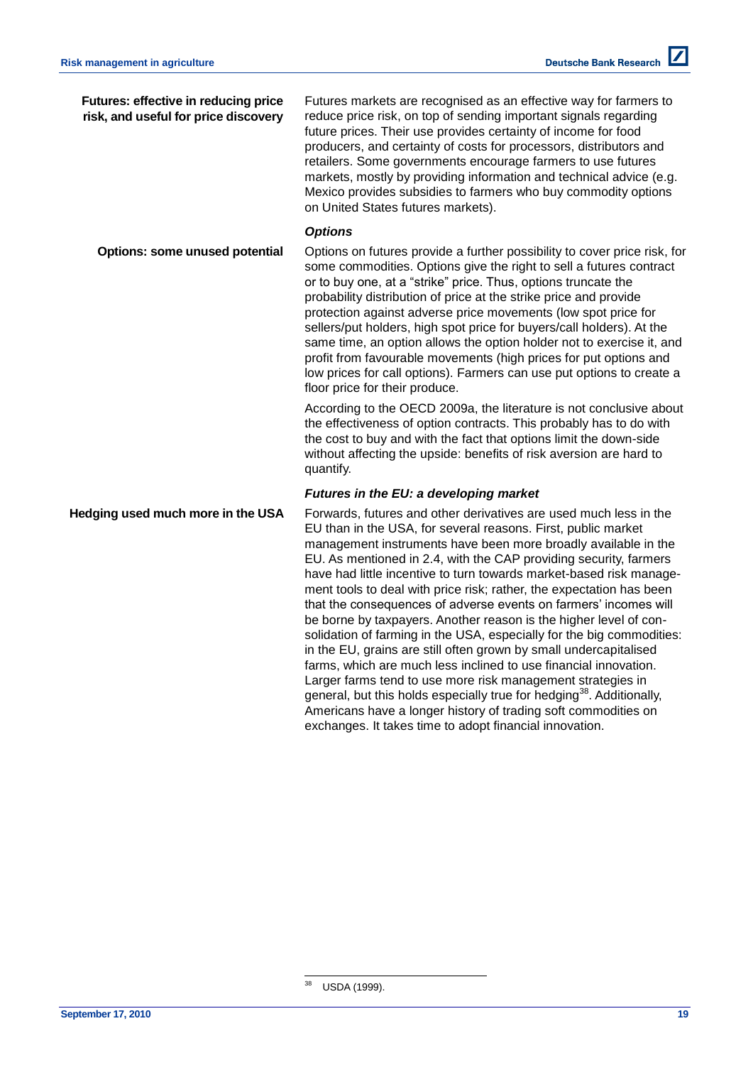**Futures: effective in reducing price risk, and useful for price discovery**

Futures markets are recognised as an effective way for farmers to reduce price risk, on top of sending important signals regarding future prices. Their use provides certainty of income for food producers, and certainty of costs for processors, distributors and retailers. Some governments encourage farmers to use futures markets, mostly by providing information and technical advice (e.g. Mexico provides subsidies to farmers who buy commodity options on United States futures markets).

### *Options*

**Options: some unused potential**

Options on futures provide a further possibility to cover price risk, for some commodities. Options give the right to sell a futures contract or to buy one, at a "strike" price. Thus, options truncate the probability distribution of price at the strike price and provide protection against adverse price movements (low spot price for sellers/put holders, high spot price for buyers/call holders). At the same time, an option allows the option holder not to exercise it, and profit from favourable movements (high prices for put options and low prices for call options). Farmers can use put options to create a floor price for their produce.

According to the OECD 2009a, the literature is not conclusive about the effectiveness of option contracts. This probably has to do with the cost to buy and with the fact that options limit the down-side without affecting the upside: benefits of risk aversion are hard to quantify.

### *Futures in the EU: a developing market*

**Hedging used much more in the USA**

Forwards, futures and other derivatives are used much less in the EU than in the USA, for several reasons. First, public market management instruments have been more broadly available in the EU. As mentioned in 2.4, with the CAP providing security, farmers have had little incentive to turn towards market-based risk management tools to deal with price risk; rather, the expectation has been that the consequences of adverse events on farmers' incomes will be borne by taxpayers. Another reason is the higher level of consolidation of farming in the USA, especially for the big commodities: in the EU, grains are still often grown by small undercapitalised farms, which are much less inclined to use financial innovation. Larger farms tend to use more risk management strategies in general, but this holds especially true for hedging[38]. Additionally, Americans have a longer history of trading soft commodities on exchanges. It takes time to adopt financial innovation.

[38] USDA (1999).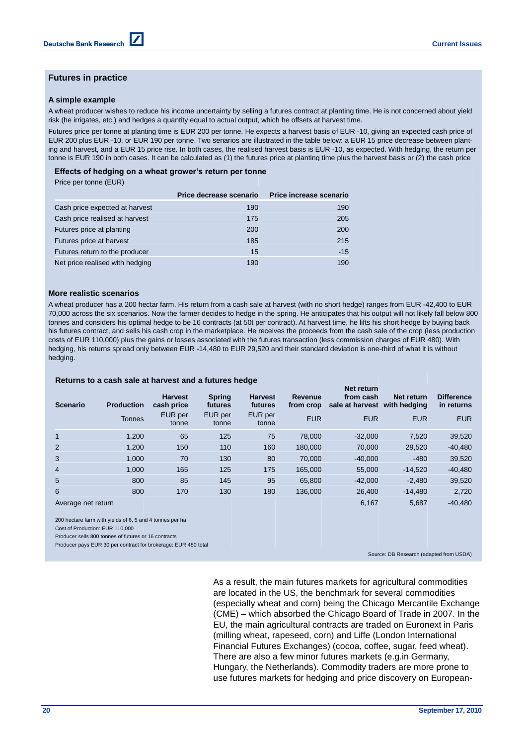## Futures in practice

### A simple example

A wheat producer wishes to reduce his income uncertainty by selling a futures contract at planting time. He is not concerned about yield risk (he irrigates, etc.) and hedges a quantity equal to actual output, which he offsets at harvest time.

Futures price per tonne at planting time is EUR 200 per tonne. He expects a harvest basis of EUR -10, giving an expected cash price of EUR 200 plus EUR -10, or EUR 190 per tonne. Two senarios are illustrated in the table below: a EUR 15 price decrease between planting and harvest, and a EUR 15 price rise. In both cases, the realised harvest basis is EUR -10, as expected. With hedging, the return per tonne is EUR 190 in both cases. It can be calculated as (1) the futures price at planting time plus the harvest basis or (2) the cash price

**Effects of hedging on a wheat grower's return per tonne**

Price per tonne (EUR)

| | Price decrease scenario | Price increase scenario |
|---|---|---|
| Cash price expected at harvest | 190 | 190 |
| Cash price realised at harvest | 175 | 205 |
| Futures price at planting | 200 | 200 |
| Futures price at harvest | 185 | 215 |
| Futures return to the producer | 15 | -15 |
| Net price realised with hedging | 190 | 190 |

### More realistic scenarios

A wheat producer has a 200 hectar farm. His return from a cash sale at harvest (with no short hedge) ranges from EUR -42,400 to EUR 70,000 across the six scenarios. Now the farmer decides to hedge in the spring. He anticipates that his output will not likely fall below 800 tonnes and considers his optimal hedge to be 16 contracts (at 50t per contract). At harvest time, he lifts his short hedge by buying back his futures contract, and sells his cash crop in the marketplace. He receives the proceeds from the cash sale of the crop (less production costs of EUR 110,000) plus the gains or losses associated with the futures transaction (less commission charges of EUR 480). With hedging, his returns spread only between EUR -14,480 to EUR 29,520 and their standard deviation is one-third of what it is without hedging.

**Returns to a cash sale at harvest and a futures hedge**

| Scenario | Production | Harvest cash price | Spring futures | Harvest futures | Revenue from crop | Net return from cash sale at harvest | Net return with hedging | Difference in returns |
|---|---|---|---|---|---|---|---|---|
| | Tonnes | EUR per tonne | EUR per tonne | EUR per tonne | EUR | EUR | EUR | EUR |
| 1 | 1,200 | 65 | 125 | 75 | 78,000 | -32,000 | 7,520 | 39,520 |
| 2 | 1,200 | 150 | 110 | 160 | 180,000 | 70,000 | 29,520 | -40,480 |
| 3 | 1,000 | 70 | 130 | 80 | 70,000 | -40,000 | -480 | 39,520 |
| 4 | 1,000 | 165 | 125 | 175 | 165,000 | 55,000 | -14,520 | -40,480 |
| 5 | 800 | 85 | 145 | 95 | 65,800 | -42,000 | -2,480 | 39,520 |
| 6 | 800 | 170 | 130 | 180 | 136,000 | 26,400 | -14,480 | 2,720 |
| Average net return | | | | | | 6,167 | 5,687 | -40,480 |

200 hectare farm with yields of 6, 5 and 4 tonnes per ha
Cost of Production: EUR 110,000
Producer sells 800 tonnes of futures or 16 contracts
Producer pays EUR 30 per contract for brokerage: EUR 480 total

Source: DB Research (adapted from USDA)

As a result, the main futures markets for agricultural commodities are located in the US, the benchmark for several commodities (especially wheat and corn) being the Chicago Mercantile Exchange (CME) – which absorbed the Chicago Board of Trade in 2007. In the EU, the main agricultural contracts are traded on Euronext in Paris (milling wheat, rapeseed, corn) and Liffe (London International Financial Futures Exchanges) (cocoa, coffee, sugar, feed wheat). There are also a few minor futures markets (e.g.in Germany, Hungary, the Netherlands). Commodity traders are more prone to use futures markets for hedging and price discovery on European-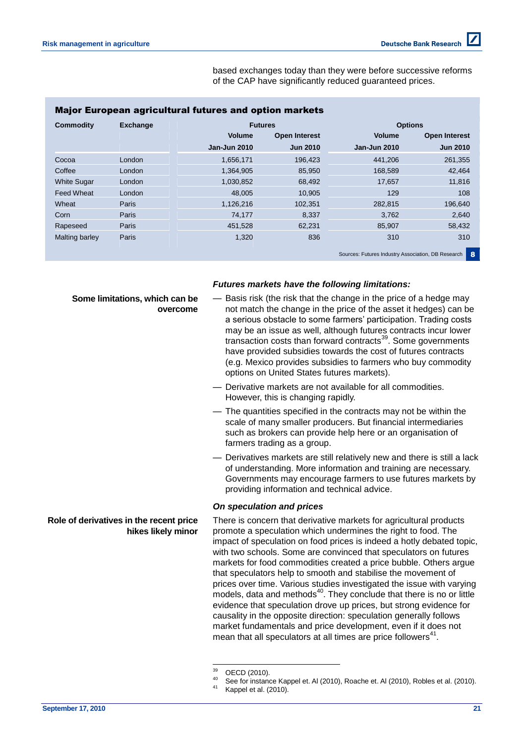based exchanges today than they were before successive reforms of the CAP have significantly reduced guaranteed prices.

**Major European agricultural futures and option markets**

| Commodity | Exchange | Futures | | Options | |
|---|---|---|---|---|---|
| | | Volume | Open Interest | Volume | Open Interest |
| | | Jan-Jun 2010 | Jun 2010 | Jan-Jun 2010 | Jun 2010 |
| Cocoa | London | 1,656,171 | 196,423 | 441,206 | 261,355 |
| Coffee | London | 1,364,905 | 85,950 | 168,589 | 42,464 |
| White Sugar | London | 1,030,852 | 68,492 | 17,657 | 11,816 |
| Feed Wheat | London | 48,005 | 10,905 | 129 | 108 |
| Wheat | Paris | 1,126,216 | 102,351 | 282,815 | 196,640 |
| Corn | Paris | 74,177 | 8,337 | 3,762 | 2,640 |
| Rapeseed | Paris | 451,528 | 62,231 | 85,907 | 58,432 |
| Malting barley | Paris | 1,320 | 836 | 310 | 310 |

Sources: Futures Industry Association, DB Research 8

### *Futures markets have the following limitations:*

**Some limitations, which can be overcome**

- Basis risk (the risk that the change in the price of a hedge may not match the change in the price of the asset it hedges) can be a serious obstacle to some farmers' participation. Trading costs may be an issue as well, although futures contracts incur lower transaction costs than forward contracts[39]. Some governments have provided subsidies towards the cost of futures contracts (e.g. Mexico provides subsidies to farmers who buy commodity options on United States futures markets).
- Derivative markets are not available for all commodities. However, this is changing rapidly.
- The quantities specified in the contracts may not be within the scale of many smaller producers. But financial intermediaries such as brokers can provide help here or an organisation of farmers trading as a group.
- Derivatives markets are still relatively new and there is still a lack of understanding. More information and training are necessary. Governments may encourage farmers to use futures markets by providing information and technical advice.

### *On speculation and prices*

**Role of derivatives in the recent price hikes likely minor**

There is concern that derivative markets for agricultural products promote a speculation which undermines the right to food. The impact of speculation on food prices is indeed a hotly debated topic, with two schools. Some are convinced that speculators on futures markets for food commodities created a price bubble. Others argue that speculators help to smooth and stabilise the movement of prices over time. Various studies investigated the issue with varying models, data and methods[40]. They conclude that there is no or little evidence that speculation drove up prices, but strong evidence for causality in the opposite direction: speculation generally follows market fundamentals and price development, even if it does not mean that all speculators at all times are price followers[41].

[39] OECD (2010).
[40] See for instance Kappel et. Al (2010), Roache et. Al (2010), Robles et al. (2010).
[41] Kappel et al. (2010).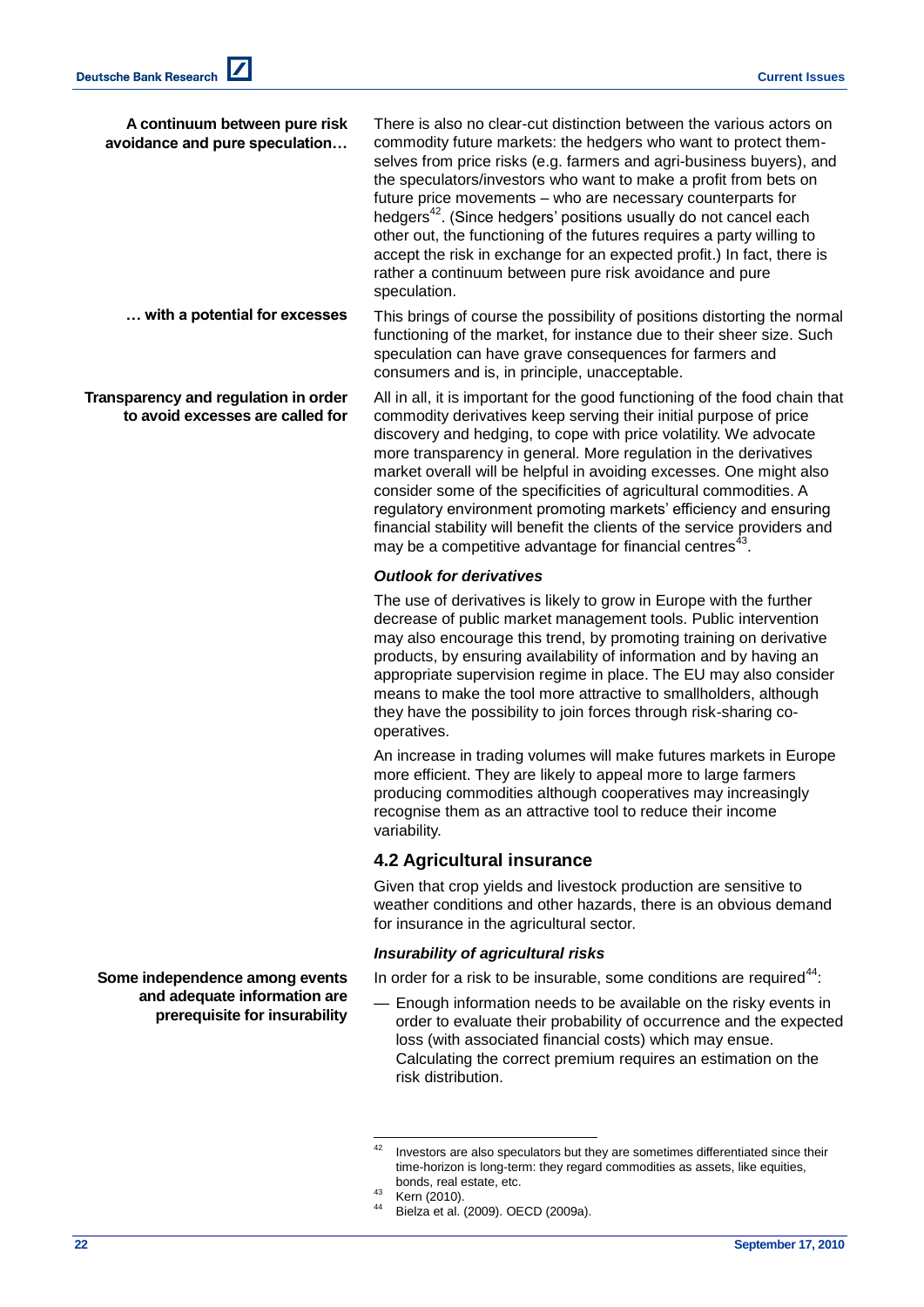**A continuum between pure risk avoidance and pure speculation…**

There is also no clear-cut distinction between the various actors on commodity future markets: the hedgers who want to protect themselves from price risks (e.g. farmers and agri-business buyers), and the speculators/investors who want to make a profit from bets on future price movements – who are necessary counterparts for hedgers[42]. (Since hedgers' positions usually do not cancel each other out, the functioning of the futures requires a party willing to accept the risk in exchange for an expected profit.) In fact, there is rather a continuum between pure risk avoidance and pure speculation.

**… with a potential for excesses**

This brings of course the possibility of positions distorting the normal functioning of the market, for instance due to their sheer size. Such speculation can have grave consequences for farmers and consumers and is, in principle, unacceptable.

**Transparency and regulation in order to avoid excesses are called for**

All in all, it is important for the good functioning of the food chain that commodity derivatives keep serving their initial purpose of price discovery and hedging, to cope with price volatility. We advocate more transparency in general. More regulation in the derivatives market overall will be helpful in avoiding excesses. One might also consider some of the specificities of agricultural commodities. A regulatory environment promoting markets' efficiency and ensuring financial stability will benefit the clients of the service providers and may be a competitive advantage for financial centres[43].

#### *Outlook for derivatives*

The use of derivatives is likely to grow in Europe with the further decrease of public market management tools. Public intervention may also encourage this trend, by promoting training on derivative products, by ensuring availability of information and by having an appropriate supervision regime in place. The EU may also consider means to make the tool more attractive to smallholders, although they have the possibility to join forces through risk-sharing co-operatives.

An increase in trading volumes will make futures markets in Europe more efficient. They are likely to appeal more to large farmers producing commodities although cooperatives may increasingly recognise them as an attractive tool to reduce their income variability.

### 4.2 Agricultural insurance

Given that crop yields and livestock production are sensitive to weather conditions and other hazards, there is an obvious demand for insurance in the agricultural sector.

#### *Insurability of agricultural risks*

**Some independence among events and adequate information are prerequisite for insurability**

In order for a risk to be insurable, some conditions are required[44]:

— Enough information needs to be available on the risky events in order to evaluate their probability of occurrence and the expected loss (with associated financial costs) which may ensue. Calculating the correct premium requires an estimation on the risk distribution.

---

[42] Investors are also speculators but they are sometimes differentiated since their time-horizon is long-term: they regard commodities as assets, like equities, bonds, real estate, etc.

[43] Kern (2010).

[44] Bielza et al. (2009). OECD (2009a).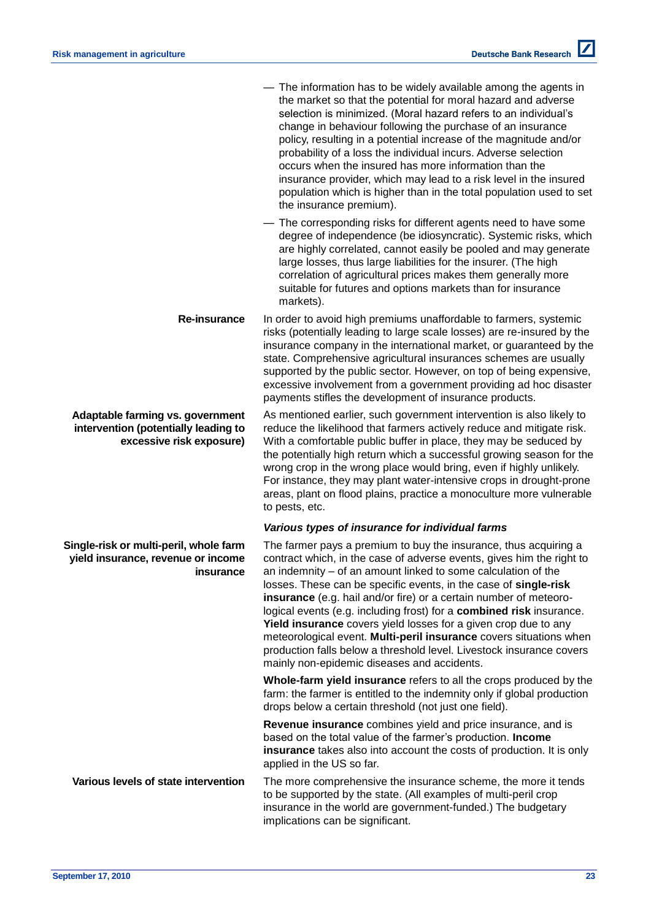- The information has to be widely available among the agents in the market so that the potential for moral hazard and adverse selection is minimized. (Moral hazard refers to an individual's change in behaviour following the purchase of an insurance policy, resulting in a potential increase of the magnitude and/or probability of a loss the individual incurs. Adverse selection occurs when the insured has more information than the insurance provider, which may lead to a risk level in the insured population which is higher than in the total population used to set the insurance premium).
- The corresponding risks for different agents need to have some degree of independence (be idiosyncratic). Systemic risks, which are highly correlated, cannot easily be pooled and may generate large losses, thus large liabilities for the insurer. (The high correlation of agricultural prices makes them generally more suitable for futures and options markets than for insurance markets).

**Re-insurance**

In order to avoid high premiums unaffordable to farmers, systemic risks (potentially leading to large scale losses) are re-insured by the insurance company in the international market, or guaranteed by the state. Comprehensive agricultural insurances schemes are usually supported by the public sector. However, on top of being expensive, excessive involvement from a government providing ad hoc disaster payments stifles the development of insurance products.

**Adaptable farming vs. government intervention (potentially leading to excessive risk exposure)**

As mentioned earlier, such government intervention is also likely to reduce the likelihood that farmers actively reduce and mitigate risk. With a comfortable public buffer in place, they may be seduced by the potentially high return which a successful growing season for the wrong crop in the wrong place would bring, even if highly unlikely. For instance, they may plant water-intensive crops in drought-prone areas, plant on flood plains, practice a monoculture more vulnerable to pests, etc.

### *Various types of insurance for individual farms*

**Single-risk or multi-peril, whole farm yield insurance, revenue or income insurance**

The farmer pays a premium to buy the insurance, thus acquiring a contract which, in the case of adverse events, gives him the right to an indemnity – of an amount linked to some calculation of the losses. These can be specific events, in the case of **single-risk insurance** (e.g. hail and/or fire) or a certain number of meteorological events (e.g. including frost) for a **combined risk** insurance. **Yield insurance** covers yield losses for a given crop due to any meteorological event. **Multi-peril insurance** covers situations when production falls below a threshold level. Livestock insurance covers mainly non-epidemic diseases and accidents.

**Whole-farm yield insurance** refers to all the crops produced by the farm: the farmer is entitled to the indemnity only if global production drops below a certain threshold (not just one field).

**Revenue insurance** combines yield and price insurance, and is based on the total value of the farmer's production. **Income insurance** takes also into account the costs of production. It is only applied in the US so far.

**Various levels of state intervention**

The more comprehensive the insurance scheme, the more it tends to be supported by the state. (All examples of multi-peril crop insurance in the world are government-funded.) The budgetary implications can be significant.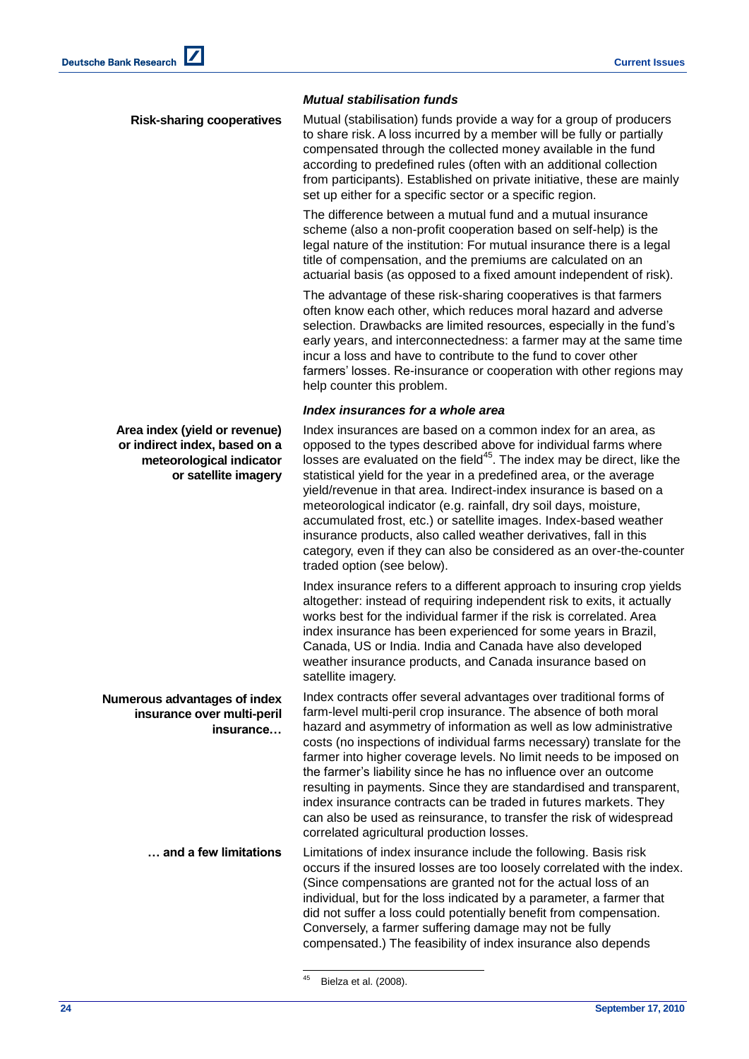### *Mutual stabilisation funds*

**Risk-sharing cooperatives**

Mutual (stabilisation) funds provide a way for a group of producers to share risk. A loss incurred by a member will be fully or partially compensated through the collected money available in the fund according to predefined rules (often with an additional collection from participants). Established on private initiative, these are mainly set up either for a specific sector or a specific region.

The difference between a mutual fund and a mutual insurance scheme (also a non-profit cooperation based on self-help) is the legal nature of the institution: For mutual insurance there is a legal title of compensation, and the premiums are calculated on an actuarial basis (as opposed to a fixed amount independent of risk).

The advantage of these risk-sharing cooperatives is that farmers often know each other, which reduces moral hazard and adverse selection. Drawbacks are limited resources, especially in the fund's early years, and interconnectedness: a farmer may at the same time incur a loss and have to contribute to the fund to cover other farmers' losses. Re-insurance or cooperation with other regions may help counter this problem.

### *Index insurances for a whole area*

**Area index (yield or revenue) or indirect index, based on a meteorological indicator or satellite imagery**

Index insurances are based on a common index for an area, as opposed to the types described above for individual farms where losses are evaluated on the field[45]. The index may be direct, like the statistical yield for the year in a predefined area, or the average yield/revenue in that area. Indirect-index insurance is based on a meteorological indicator (e.g. rainfall, dry soil days, moisture, accumulated frost, etc.) or satellite images. Index-based weather insurance products, also called weather derivatives, fall in this category, even if they can also be considered as an over-the-counter traded option (see below).

Index insurance refers to a different approach to insuring crop yields altogether: instead of requiring independent risk to exits, it actually works best for the individual farmer if the risk is correlated. Area index insurance has been experienced for some years in Brazil, Canada, US or India. India and Canada have also developed weather insurance products, and Canada insurance based on satellite imagery.

**Numerous advantages of index insurance over multi-peril insurance…**

Index contracts offer several advantages over traditional forms of farm-level multi-peril crop insurance. The absence of both moral hazard and asymmetry of information as well as low administrative costs (no inspections of individual farms necessary) translate for the farmer into higher coverage levels. No limit needs to be imposed on the farmer's liability since he has no influence over an outcome resulting in payments. Since they are standardised and transparent, index insurance contracts can be traded in futures markets. They can also be used as reinsurance, to transfer the risk of widespread correlated agricultural production losses.

**… and a few limitations**

Limitations of index insurance include the following. Basis risk occurs if the insured losses are too loosely correlated with the index. (Since compensations are granted not for the actual loss of an individual, but for the loss indicated by a parameter, a farmer that did not suffer a loss could potentially benefit from compensation. Conversely, a farmer suffering damage may not be fully compensated.) The feasibility of index insurance also depends

[45] Bielza et al. (2008).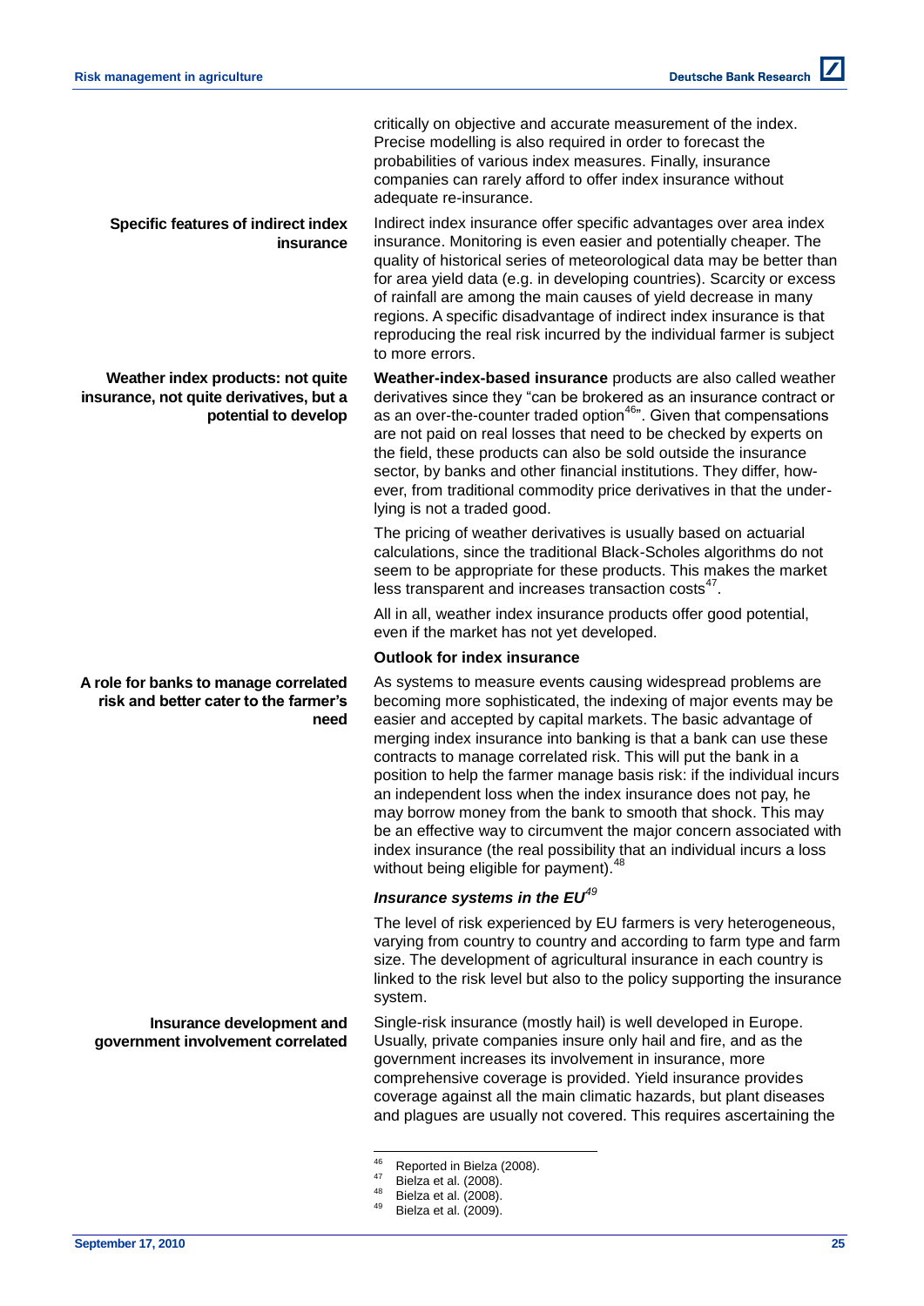critically on objective and accurate measurement of the index. Precise modelling is also required in order to forecast the probabilities of various index measures. Finally, insurance companies can rarely afford to offer index insurance without adequate re-insurance.

**Specific features of indirect index insurance**

Indirect index insurance offer specific advantages over area index insurance. Monitoring is even easier and potentially cheaper. The quality of historical series of meteorological data may be better than for area yield data (e.g. in developing countries). Scarcity or excess of rainfall are among the main causes of yield decrease in many regions. A specific disadvantage of indirect index insurance is that reproducing the real risk incurred by the individual farmer is subject to more errors.

**Weather index products: not quite insurance, not quite derivatives, but a potential to develop**

**Weather-index-based insurance** products are also called weather derivatives since they "can be brokered as an insurance contract or as an over-the-counter traded option[46]". Given that compensations are not paid on real losses that need to be checked by experts on the field, these products can also be sold outside the insurance sector, by banks and other financial institutions. They differ, however, from traditional commodity price derivatives in that the underlying is not a traded good.

The pricing of weather derivatives is usually based on actuarial calculations, since the traditional Black-Scholes algorithms do not seem to be appropriate for these products. This makes the market less transparent and increases transaction costs[47].

All in all, weather index insurance products offer good potential, even if the market has not yet developed.

### Outlook for index insurance

**A role for banks to manage correlated risk and better cater to the farmer's need**

As systems to measure events causing widespread problems are becoming more sophisticated, the indexing of major events may be easier and accepted by capital markets. The basic advantage of merging index insurance into banking is that a bank can use these contracts to manage correlated risk. This will put the bank in a position to help the farmer manage basis risk: if the individual incurs an independent loss when the index insurance does not pay, he may borrow money from the bank to smooth that shock. This may be an effective way to circumvent the major concern associated with index insurance (the real possibility that an individual incurs a loss without being eligible for payment).[48]

### *Insurance systems in the EU*[49]

The level of risk experienced by EU farmers is very heterogeneous, varying from country to country and according to farm type and farm size. The development of agricultural insurance in each country is linked to the risk level but also to the policy supporting the insurance system.

**Insurance development and government involvement correlated**

Single-risk insurance (mostly hail) is well developed in Europe. Usually, private companies insure only hail and fire, and as the government increases its involvement in insurance, more comprehensive coverage is provided. Yield insurance provides coverage against all the main climatic hazards, but plant diseases and plagues are usually not covered. This requires ascertaining the

---

[46] Reported in Bielza (2008).
[47] Bielza et al. (2008).
[48] Bielza et al. (2008).
[49] Bielza et al. (2009).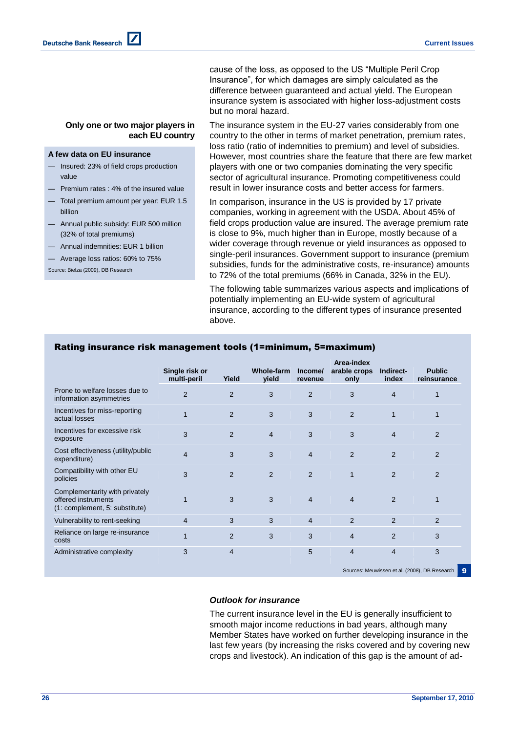cause of the loss, as opposed to the US "Multiple Peril Crop Insurance", for which damages are simply calculated as the difference between guaranteed and actual yield. The European insurance system is associated with higher loss-adjustment costs but no moral hazard.

**Only one or two major players in each EU country**

**A few data on EU insurance**

- Insured: 23% of field crops production value
- Premium rates : 4% of the insured value
- Total premium amount per year: EUR 1.5 billion
- Annual public subsidy: EUR 500 million (32% of total premiums)
- Annual indemnities: EUR 1 billion
- Average loss ratios: 60% to 75%

Source: Bielza (2009), DB Research

The insurance system in the EU-27 varies considerably from one country to the other in terms of market penetration, premium rates, loss ratio (ratio of indemnities to premium) and level of subsidies. However, most countries share the feature that there are few market players with one or two companies dominating the very specific sector of agricultural insurance. Promoting competitiveness could result in lower insurance costs and better access for farmers.

In comparison, insurance in the US is provided by 17 private companies, working in agreement with the USDA. About 45% of field crops production value are insured. The average premium rate is close to 9%, much higher than in Europe, mostly because of a wider coverage through revenue or yield insurances as opposed to single-peril insurances. Government support to insurance (premium subsidies, funds for the administrative costs, re-insurance) amounts to 72% of the total premiums (66% in Canada, 32% in the EU).

The following table summarizes various aspects and implications of potentially implementing an EU-wide system of agricultural insurance, according to the different types of insurance presented above.

**Rating insurance risk management tools (1=minimum, 5=maximum)**

| | Single risk or multi-peril | Yield | Whole-farm yield | Income/ revenue | Area-index arable crops only | Indirect-index | Public reinsurance |
|---|---|---|---|---|---|---|---|
| Prone to welfare losses due to information asymmetries | 2 | 2 | 3 | 2 | 3 | 4 | 1 |
| Incentives for miss-reporting actual losses | 1 | 2 | 3 | 3 | 2 | 1 | 1 |
| Incentives for excessive risk exposure | 3 | 2 | 4 | 3 | 3 | 4 | 2 |
| Cost effectiveness (utility/public expenditure) | 4 | 3 | 3 | 4 | 2 | 2 | 2 |
| Compatibility with other EU policies | 3 | 2 | 2 | 2 | 1 | 2 | 2 |
| Complementarity with privately offered instruments (1: complement, 5: substitute) | 1 | 3 | 3 | 4 | 4 | 2 | 1 |
| Vulnerability to rent-seeking | 4 | 3 | 3 | 4 | 2 | 2 | 2 |
| Reliance on large re-insurance costs | 1 | 2 | 3 | 3 | 4 | 2 | 3 |
| Administrative complexity | 3 | 4 | | 5 | 4 | 4 | 3 |

Sources: Meuwissen et al. (2008), DB Research

9

### *Outlook for insurance*

The current insurance level in the EU is generally insufficient to smooth major income reductions in bad years, although many Member States have worked on further developing insurance in the last few years (by increasing the risks covered and by covering new crops and livestock). An indication of this gap is the amount of ad-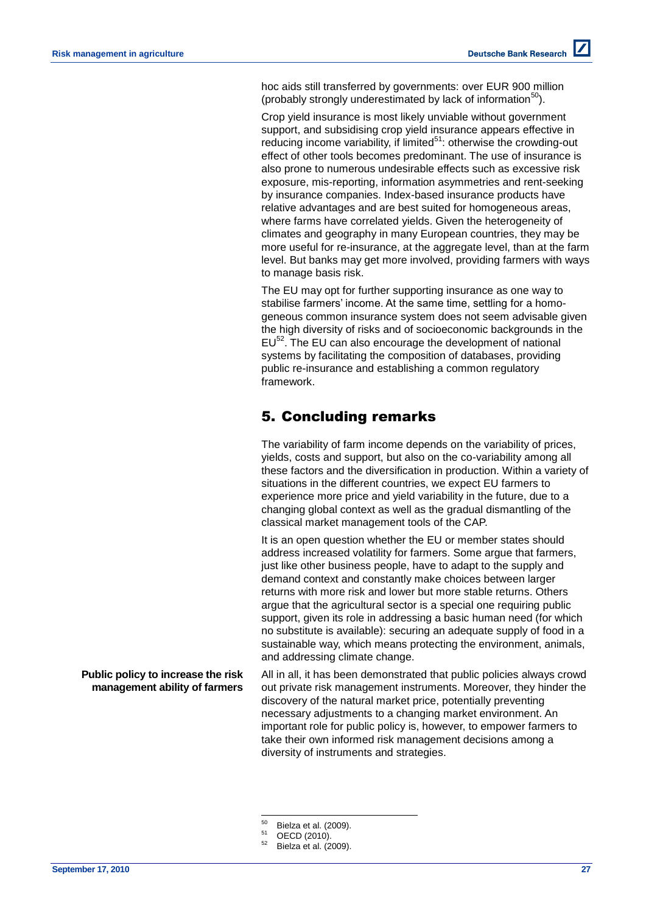hoc aids still transferred by governments: over EUR 900 million (probably strongly underestimated by lack of information[50]).

Crop yield insurance is most likely unviable without government support, and subsidising crop yield insurance appears effective in reducing income variability, if limited[51]: otherwise the crowding-out effect of other tools becomes predominant. The use of insurance is also prone to numerous undesirable effects such as excessive risk exposure, mis-reporting, information asymmetries and rent-seeking by insurance companies. Index-based insurance products have relative advantages and are best suited for homogeneous areas, where farms have correlated yields. Given the heterogeneity of climates and geography in many European countries, they may be more useful for re-insurance, at the aggregate level, than at the farm level. But banks may get more involved, providing farmers with ways to manage basis risk.

The EU may opt for further supporting insurance as one way to stabilise farmers' income. At the same time, settling for a homogeneous common insurance system does not seem advisable given the high diversity of risks and of socioeconomic backgrounds in the EU[52]. The EU can also encourage the development of national systems by facilitating the composition of databases, providing public re-insurance and establishing a common regulatory framework.

## 5. Concluding remarks

The variability of farm income depends on the variability of prices, yields, costs and support, but also on the co-variability among all these factors and the diversification in production. Within a variety of situations in the different countries, we expect EU farmers to experience more price and yield variability in the future, due to a changing global context as well as the gradual dismantling of the classical market management tools of the CAP.

It is an open question whether the EU or member states should address increased volatility for farmers. Some argue that farmers, just like other business people, have to adapt to the supply and demand context and constantly make choices between larger returns with more risk and lower but more stable returns. Others argue that the agricultural sector is a special one requiring public support, given its role in addressing a basic human need (for which no substitute is available): securing an adequate supply of food in a sustainable way, which means protecting the environment, animals, and addressing climate change.

**Public policy to increase the risk management ability of farmers**

All in all, it has been demonstrated that public policies always crowd out private risk management instruments. Moreover, they hinder the discovery of the natural market price, potentially preventing necessary adjustments to a changing market environment. An important role for public policy is, however, to empower farmers to take their own informed risk management decisions among a diversity of instruments and strategies.

---

[50] Bielza et al. (2009).
[51] OECD (2010).
[52] Bielza et al. (2009).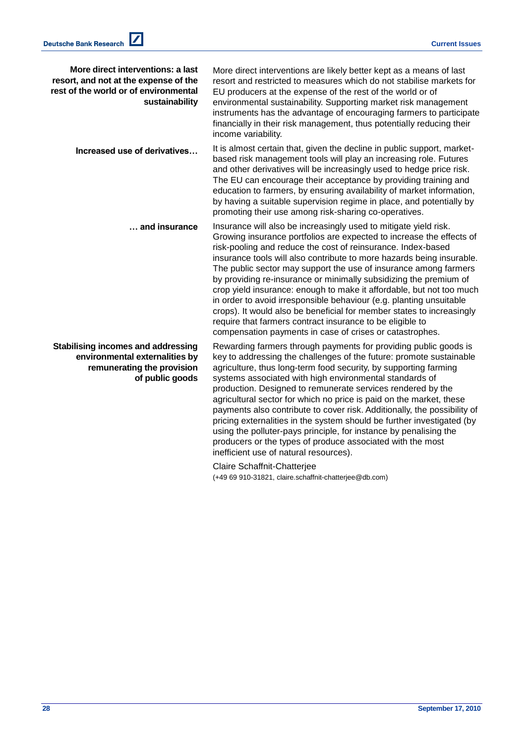**More direct interventions: a last resort, and not at the expense of the rest of the world or of environmental sustainability**

More direct interventions are likely better kept as a means of last resort and restricted to measures which do not stabilise markets for EU producers at the expense of the rest of the world or of environmental sustainability. Supporting market risk management instruments has the advantage of encouraging farmers to participate financially in their risk management, thus potentially reducing their income variability.

**Increased use of derivatives…**

It is almost certain that, given the decline in public support, market-based risk management tools will play an increasing role. Futures and other derivatives will be increasingly used to hedge price risk. The EU can encourage their acceptance by providing training and education to farmers, by ensuring availability of market information, by having a suitable supervision regime in place, and potentially by promoting their use among risk-sharing co-operatives.

**… and insurance**

Insurance will also be increasingly used to mitigate yield risk. Growing insurance portfolios are expected to increase the effects of risk-pooling and reduce the cost of reinsurance. Index-based insurance tools will also contribute to more hazards being insurable. The public sector may support the use of insurance among farmers by providing re-insurance or minimally subsidizing the premium of crop yield insurance: enough to make it affordable, but not too much in order to avoid irresponsible behaviour (e.g. planting unsuitable crops). It would also be beneficial for member states to increasingly require that farmers contract insurance to be eligible to compensation payments in case of crises or catastrophes.

**Stabilising incomes and addressing environmental externalities by remunerating the provision of public goods**

Rewarding farmers through payments for providing public goods is key to addressing the challenges of the future: promote sustainable agriculture, thus long-term food security, by supporting farming systems associated with high environmental standards of production. Designed to remunerate services rendered by the agricultural sector for which no price is paid on the market, these payments also contribute to cover risk. Additionally, the possibility of pricing externalities in the system should be further investigated (by using the polluter-pays principle, for instance by penalising the producers or the types of produce associated with the most inefficient use of natural resources).

Claire Schaffnit-Chatterjee
(+49 69 910-31821, claire.schaffnit-chatterjee@db.com)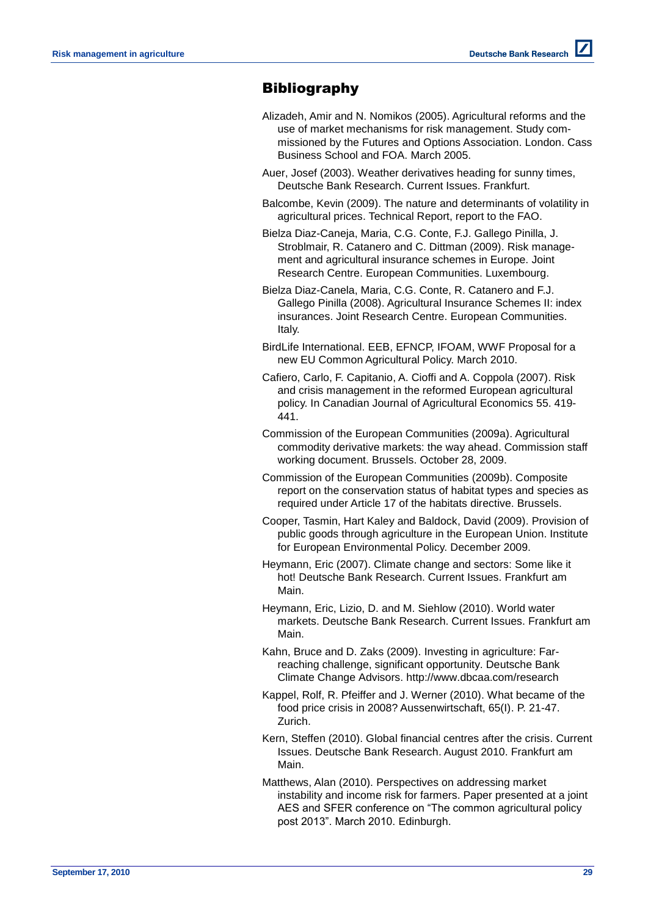# Bibliography

Alizadeh, Amir and N. Nomikos (2005). Agricultural reforms and the use of market mechanisms for risk management. Study commissioned by the Futures and Options Association. London. Cass Business School and FOA. March 2005.

Auer, Josef (2003). Weather derivatives heading for sunny times, Deutsche Bank Research. Current Issues. Frankfurt.

Balcombe, Kevin (2009). The nature and determinants of volatility in agricultural prices. Technical Report, report to the FAO.

Bielza Diaz-Caneja, Maria, C.G. Conte, F.J. Gallego Pinilla, J. Stroblmair, R. Catanero and C. Dittman (2009). Risk management and agricultural insurance schemes in Europe. Joint Research Centre. European Communities. Luxembourg.

Bielza Diaz-Canela, Maria, C.G. Conte, R. Catanero and F.J. Gallego Pinilla (2008). Agricultural Insurance Schemes II: index insurances. Joint Research Centre. European Communities. Italy.

BirdLife International. EEB, EFNCP, IFOAM, WWF Proposal for a new EU Common Agricultural Policy. March 2010.

Cafiero, Carlo, F. Capitanio, A. Cioffi and A. Coppola (2007). Risk and crisis management in the reformed European agricultural policy. In Canadian Journal of Agricultural Economics 55. 419-441.

Commission of the European Communities (2009a). Agricultural commodity derivative markets: the way ahead. Commission staff working document. Brussels. October 28, 2009.

Commission of the European Communities (2009b). Composite report on the conservation status of habitat types and species as required under Article 17 of the habitats directive. Brussels.

Cooper, Tasmin, Hart Kaley and Baldock, David (2009). Provision of public goods through agriculture in the European Union. Institute for European Environmental Policy. December 2009.

Heymann, Eric (2007). Climate change and sectors: Some like it hot! Deutsche Bank Research. Current Issues. Frankfurt am Main.

Heymann, Eric, Lizio, D. and M. Siehlow (2010). World water markets. Deutsche Bank Research. Current Issues. Frankfurt am Main.

Kahn, Bruce and D. Zaks (2009). Investing in agriculture: Far-reaching challenge, significant opportunity. Deutsche Bank Climate Change Advisors. http://www.dbcaa.com/research

Kappel, Rolf, R. Pfeiffer and J. Werner (2010). What became of the food price crisis in 2008? Aussenwirtschaft, 65(I). P. 21-47. Zurich.

Kern, Steffen (2010). Global financial centres after the crisis. Current Issues. Deutsche Bank Research. August 2010. Frankfurt am Main.

Matthews, Alan (2010). Perspectives on addressing market instability and income risk for farmers. Paper presented at a joint AES and SFER conference on "The common agricultural policy post 2013". March 2010. Edinburgh.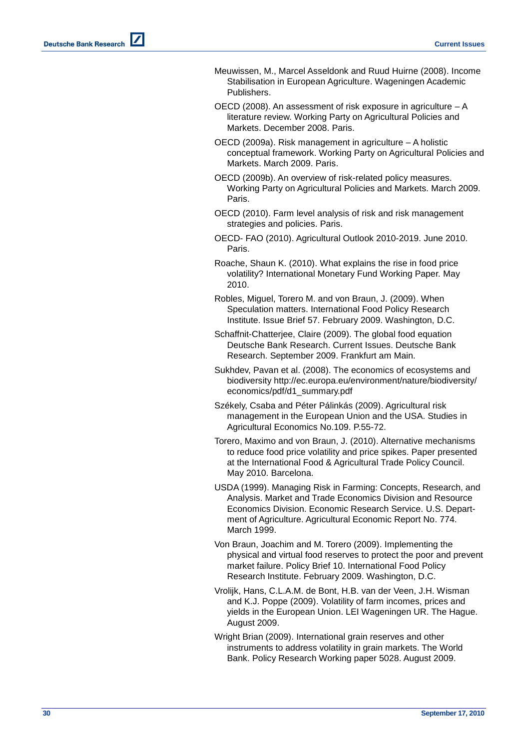Meuwissen, M., Marcel Asseldonk and Ruud Huirne (2008). Income Stabilisation in European Agriculture. Wageningen Academic Publishers.

OECD (2008). An assessment of risk exposure in agriculture – A literature review. Working Party on Agricultural Policies and Markets. December 2008. Paris.

OECD (2009a). Risk management in agriculture – A holistic conceptual framework. Working Party on Agricultural Policies and Markets. March 2009. Paris.

OECD (2009b). An overview of risk-related policy measures. Working Party on Agricultural Policies and Markets. March 2009. Paris.

OECD (2010). Farm level analysis of risk and risk management strategies and policies. Paris.

OECD- FAO (2010). Agricultural Outlook 2010-2019. June 2010. Paris.

Roache, Shaun K. (2010). What explains the rise in food price volatility? International Monetary Fund Working Paper. May 2010.

Robles, Miguel, Torero M. and von Braun, J. (2009). When Speculation matters. International Food Policy Research Institute. Issue Brief 57. February 2009. Washington, D.C.

Schaffnit-Chatterjee, Claire (2009). The global food equation Deutsche Bank Research. Current Issues. Deutsche Bank Research. September 2009. Frankfurt am Main.

Sukhdev, Pavan et al. (2008). The economics of ecosystems and biodiversity http://ec.europa.eu/environment/nature/biodiversity/economics/pdf/d1_summary.pdf

Székely, Csaba and Péter Pálinkás (2009). Agricultural risk management in the European Union and the USA. Studies in Agricultural Economics No.109. P.55-72.

Torero, Maximo and von Braun, J. (2010). Alternative mechanisms to reduce food price volatility and price spikes. Paper presented at the International Food & Agricultural Trade Policy Council. May 2010. Barcelona.

USDA (1999). Managing Risk in Farming: Concepts, Research, and Analysis. Market and Trade Economics Division and Resource Economics Division. Economic Research Service. U.S. Department of Agriculture. Agricultural Economic Report No. 774. March 1999.

Von Braun, Joachim and M. Torero (2009). Implementing the physical and virtual food reserves to protect the poor and prevent market failure. Policy Brief 10. International Food Policy Research Institute. February 2009. Washington, D.C.

Vrolijk, Hans, C.L.A.M. de Bont, H.B. van der Veen, J.H. Wisman and K.J. Poppe (2009). Volatility of farm incomes, prices and yields in the European Union. LEI Wageningen UR. The Hague. August 2009.

Wright Brian (2009). International grain reserves and other instruments to address volatility in grain markets. The World Bank. Policy Research Working paper 5028. August 2009.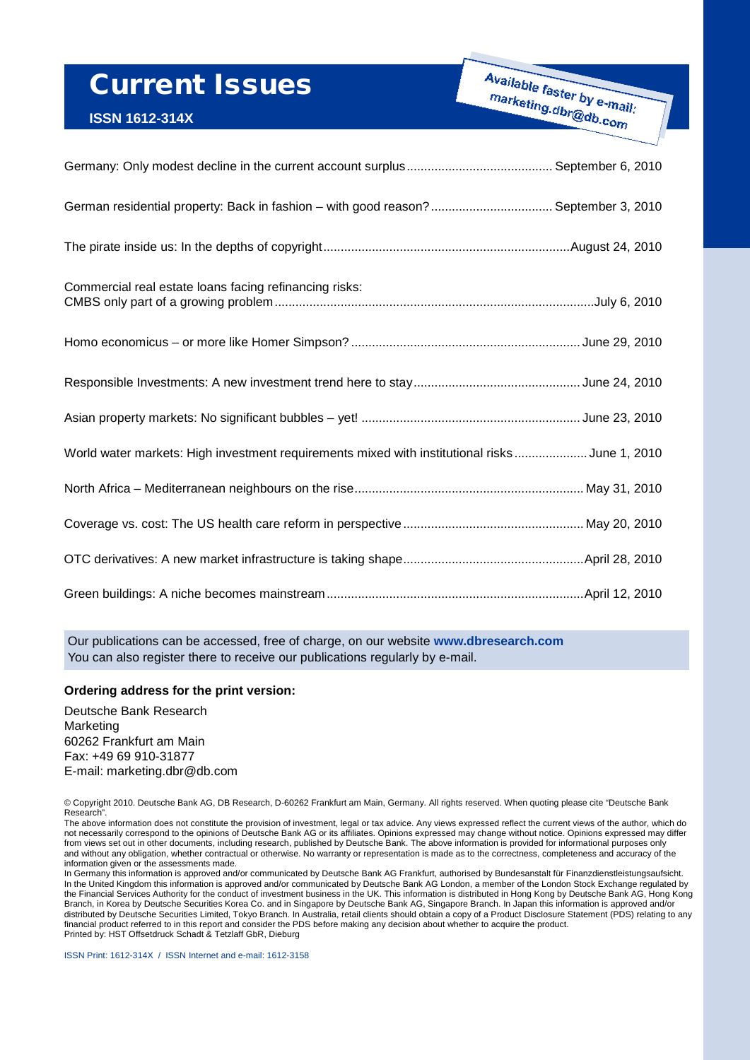# Current Issues

**ISSN 1612-314X**

Available faster by e-mail: marketing.dbr@db.com

Germany: Only modest decline in the current account surplus .......................................... September 6, 2010

German residential property: Back in fashion – with good reason? .................................. September 3, 2010

The pirate inside us: In the depths of copyright ...................................................................... August 24, 2010

Commercial real estate loans facing refinancing risks:
CMBS only part of a growing problem ........................................................................................... July 6, 2010

Homo economicus – or more like Homer Simpson? ................................................................. June 29, 2010

Responsible Investments: A new investment trend here to stay ................................................ June 24, 2010

Asian property markets: No significant bubbles – yet! .............................................................. June 23, 2010

World water markets: High investment requirements mixed with institutional risks ..................... June 1, 2010

North Africa – Mediterranean neighbours on the rise ................................................................. May 31, 2010

Coverage vs. cost: The US health care reform in perspective ................................................... May 20, 2010

OTC derivatives: A new market infrastructure is taking shape .................................................... April 28, 2010

Green buildings: A niche becomes mainstream ......................................................................... April 12, 2010

Our publications can be accessed, free of charge, on our website **www.dbresearch.com**
You can also register there to receive our publications regularly by e-mail.

**Ordering address for the print version:**

Deutsche Bank Research
Marketing
60262 Frankfurt am Main
Fax: +49 69 910-31877
E-mail: marketing.dbr@db.com

© Copyright 2010. Deutsche Bank AG, DB Research, D-60262 Frankfurt am Main, Germany. All rights reserved. When quoting please cite "Deutsche Bank Research".
The above information does not constitute the provision of investment, legal or tax advice. Any views expressed reflect the current views of the author, which do not necessarily correspond to the opinions of Deutsche Bank AG or its affiliates. Opinions expressed may change without notice. Opinions expressed may differ from views set out in other documents, including research, published by Deutsche Bank. The above information is provided for informational purposes only and without any obligation, whether contractual or otherwise. No warranty or representation is made as to the correctness, completeness and accuracy of the information given or the assessments made.
In Germany this information is approved and/or communicated by Deutsche Bank AG Frankfurt, authorised by Bundesanstalt für Finanzdienstleistungsaufsicht. In the United Kingdom this information is approved and/or communicated by Deutsche Bank AG London, a member of the London Stock Exchange regulated by the Financial Services Authority for the conduct of investment business in the UK. This information is distributed in Hong Kong by Deutsche Bank AG, Hong Kong Branch, in Korea by Deutsche Securities Korea Co. and in Singapore by Deutsche Bank AG, Singapore Branch. In Japan this information is approved and/or distributed by Deutsche Securities Limited, Tokyo Branch. In Australia, retail clients should obtain a copy of a Product Disclosure Statement (PDS) relating to any financial product referred to in this report and consider the PDS before making any decision about whether to acquire the product.
Printed by: HST Offsetdruck Schadt & Tetzlaff GbR, Dieburg

ISSN Print: 1612-314X / ISSN Internet and e-mail: 1612-3158